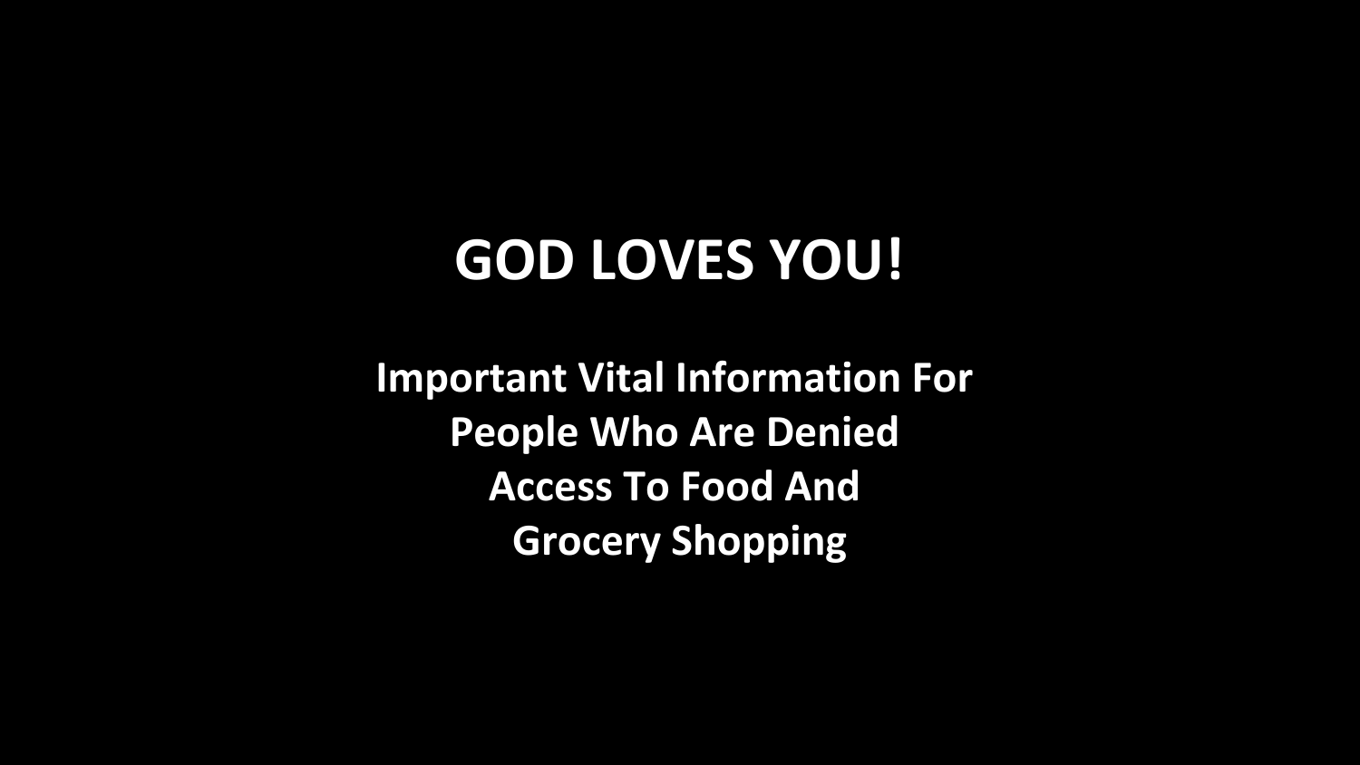# GOD LOVES YOU!

**Important Vital Information For People Who Are Denied Access To Food And Grocery Shopping**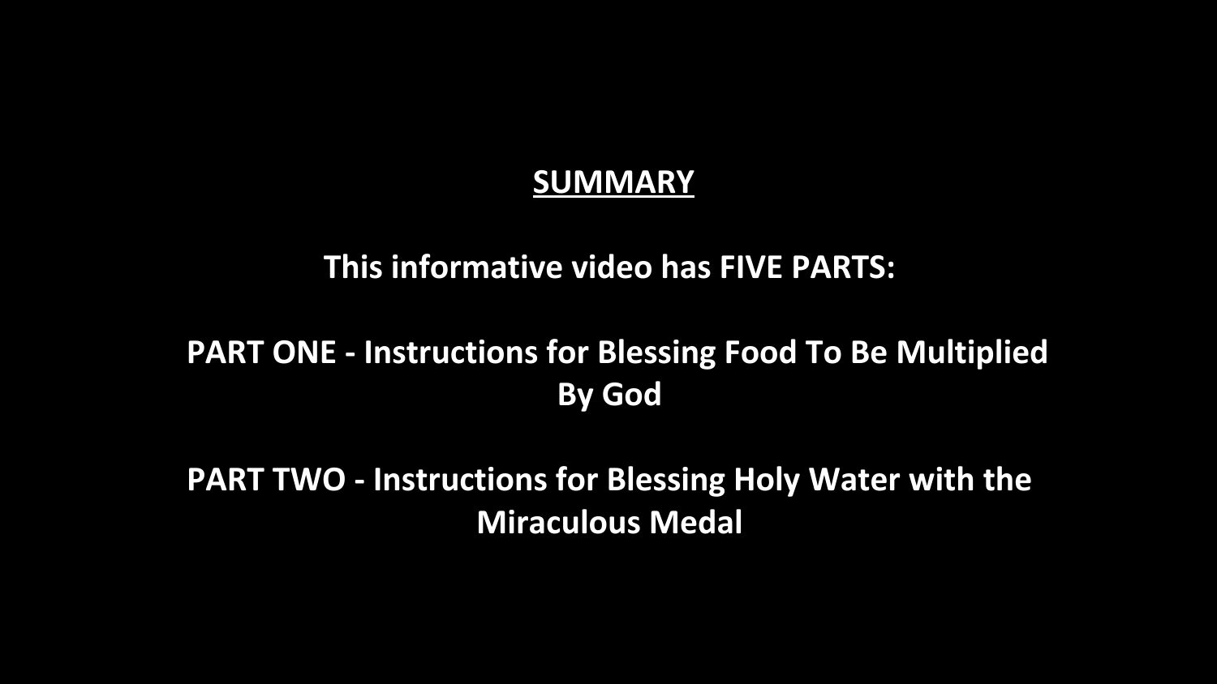## SUMMARY

**This informative video has FIVE PARTS:**

**PART ONE - Instructions for Blessing Food To Be Multiplied By God**

**PART TWO - Instructions for Blessing Holy Water with the Miraculous Medal**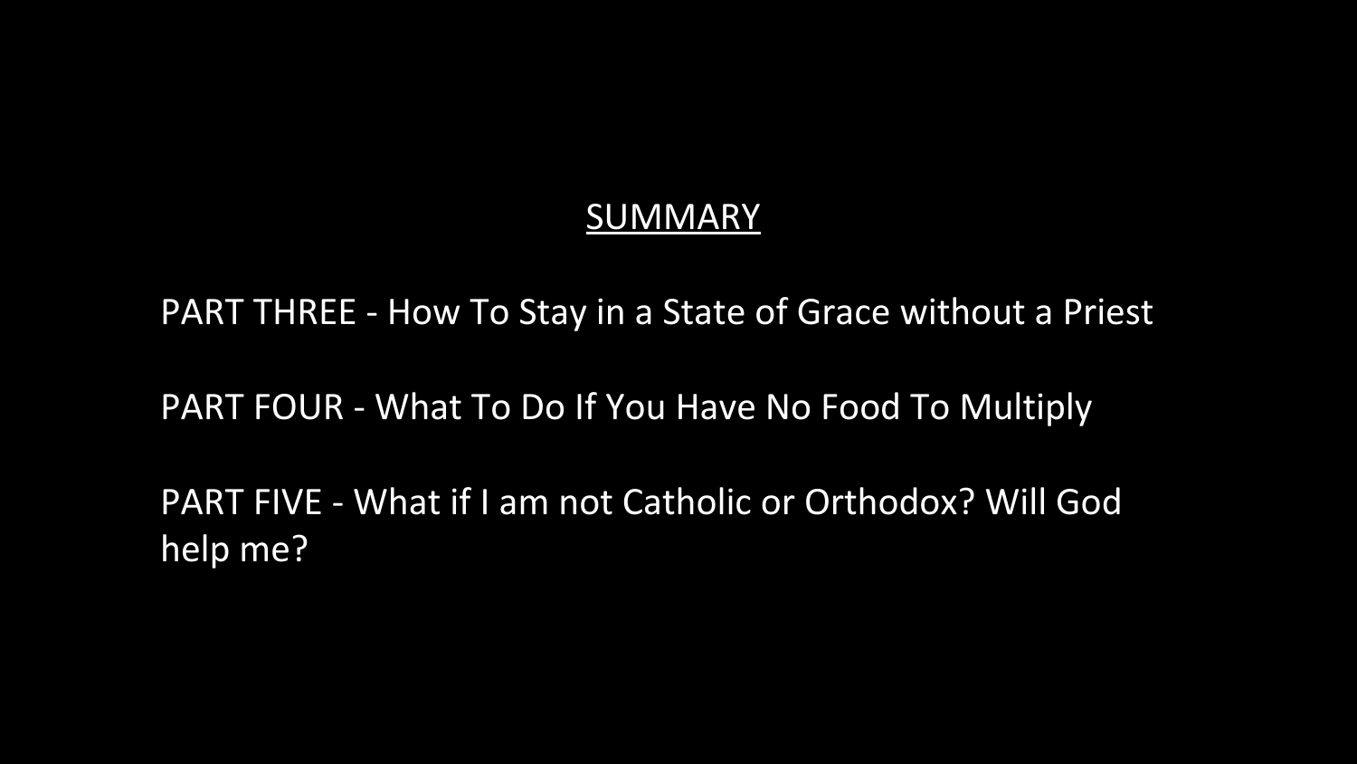## SUMMARY

PART THREE - How To Stay in a State of Grace without a Priest

PART FOUR - What To Do If You Have No Food To Multiply

PART FIVE - What if I am not Catholic or Orthodox? Will God help me?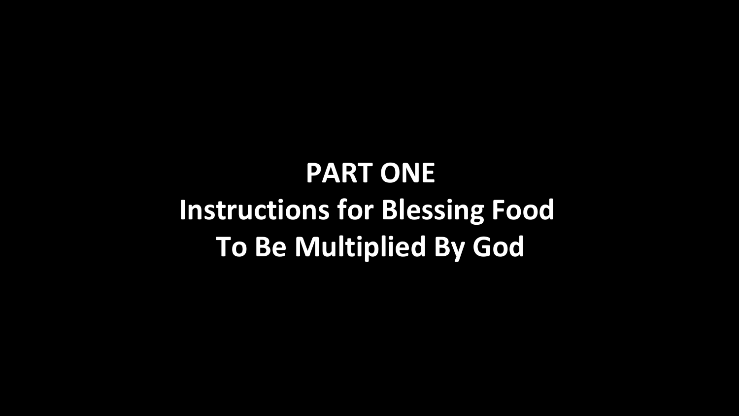# PART ONE

## Instructions for Blessing Food To Be Multiplied By God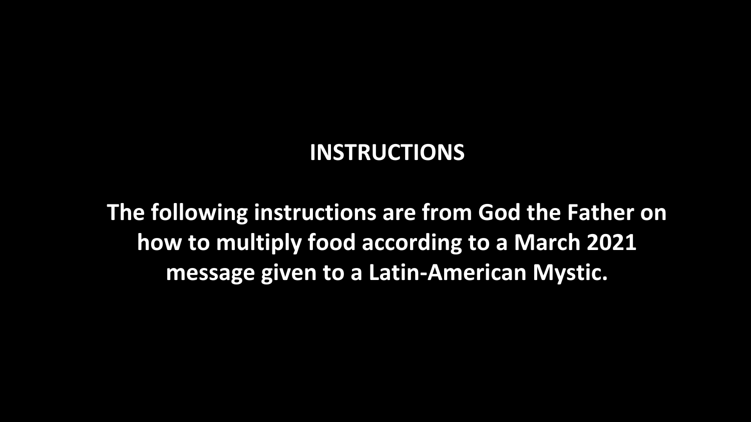# INSTRUCTIONS

**The following instructions are from God the Father on how to multiply food according to a March 2021 message given to a Latin-American Mystic.**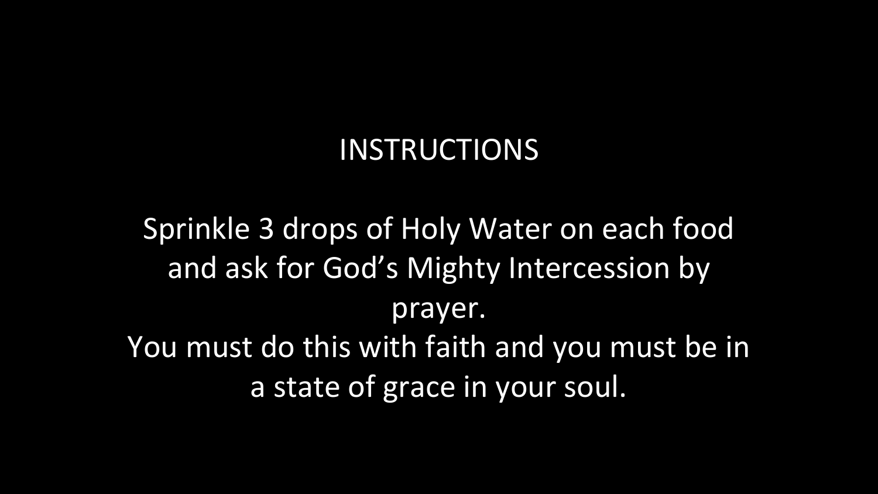# INSTRUCTIONS

Sprinkle 3 drops of Holy Water on each food and ask for God's Mighty Intercession by prayer.

You must do this with faith and you must be in a state of grace in your soul.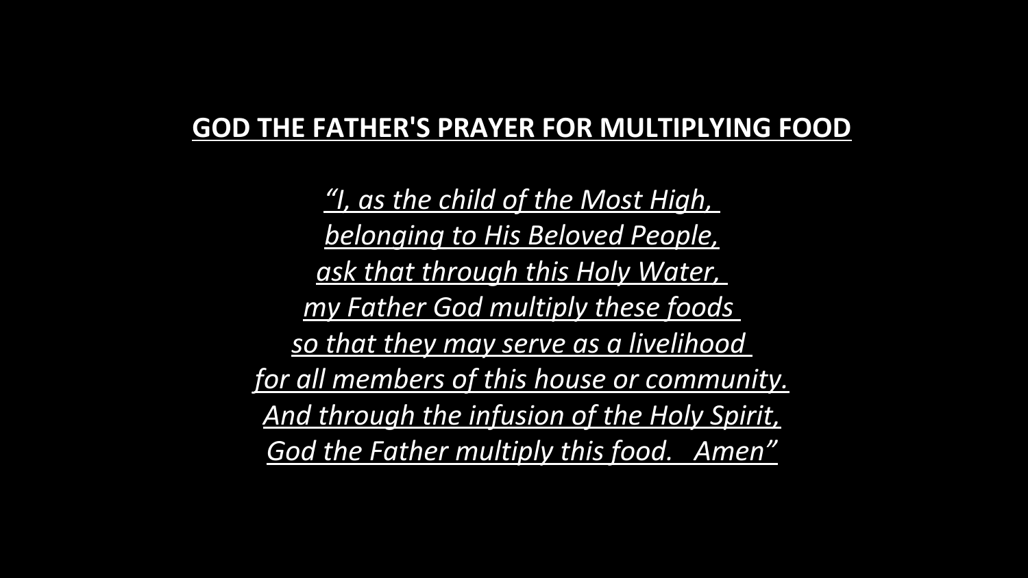## GOD THE FATHER'S PRAYER FOR MULTIPLYING FOOD

*"I, as the child of the Most High,*
*belonging to His Beloved People,*
*ask that through this Holy Water,*
*my Father God multiply these foods*
*so that they may serve as a livelihood*
*for all members of this house or community.*
*And through the infusion of the Holy Spirit,*
*God the Father multiply this food. Amen"*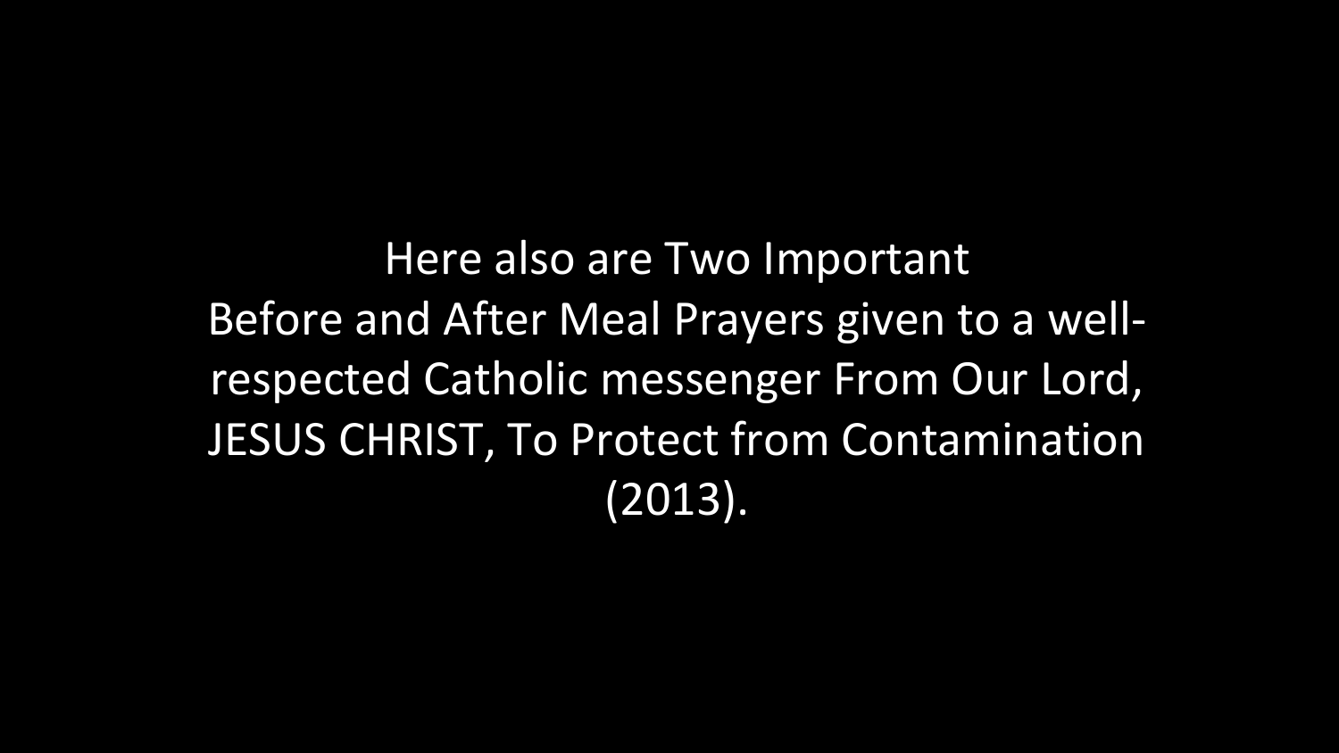Here also are Two Important Before and After Meal Prayers given to a well-respected Catholic messenger From Our Lord, JESUS CHRIST, To Protect from Contamination (2013).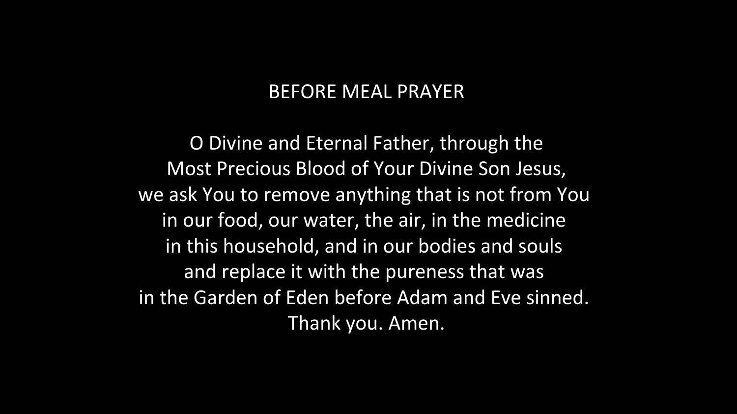# BEFORE MEAL PRAYER

O Divine and Eternal Father, through the
Most Precious Blood of Your Divine Son Jesus,
we ask You to remove anything that is not from You
in our food, our water, the air, in the medicine
in this household, and in our bodies and souls
and replace it with the pureness that was
in the Garden of Eden before Adam and Eve sinned.
Thank you. Amen.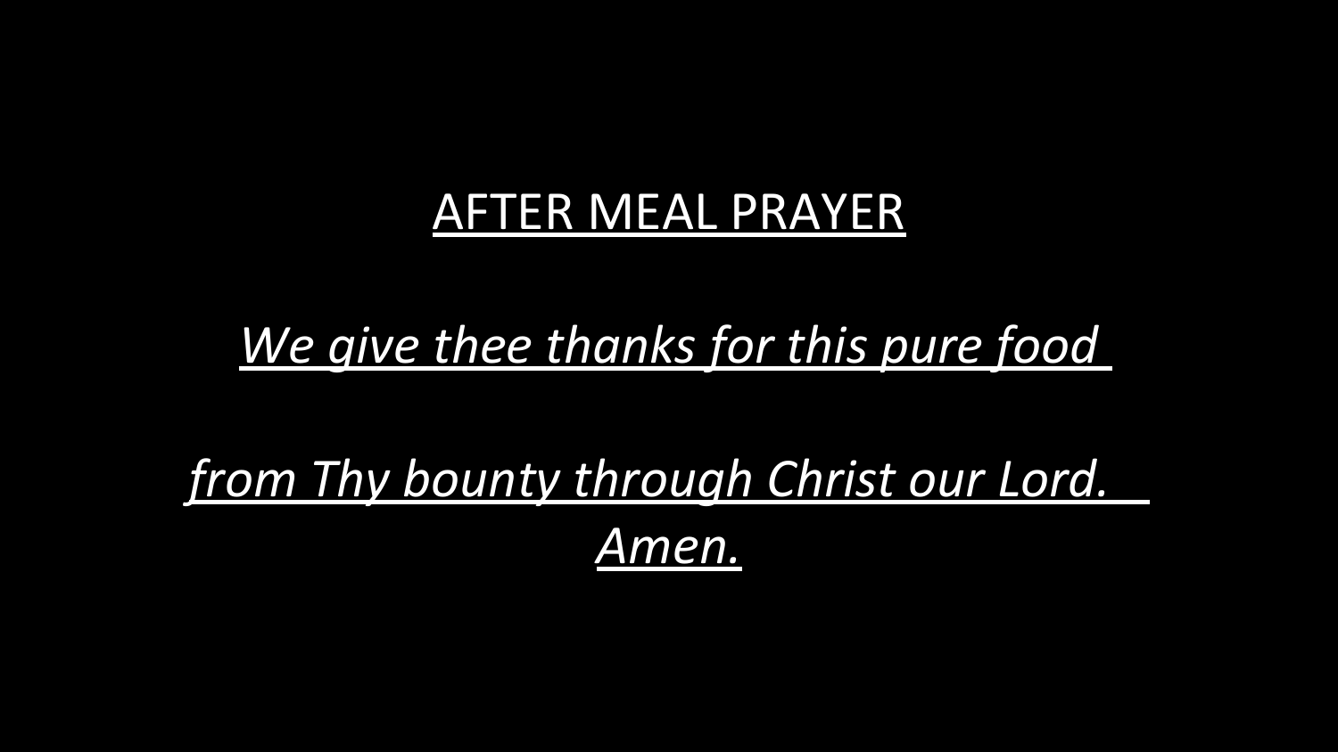# AFTER MEAL PRAYER

*We give thee thanks for this pure food*

*from Thy bounty through Christ our Lord.*
*Amen.*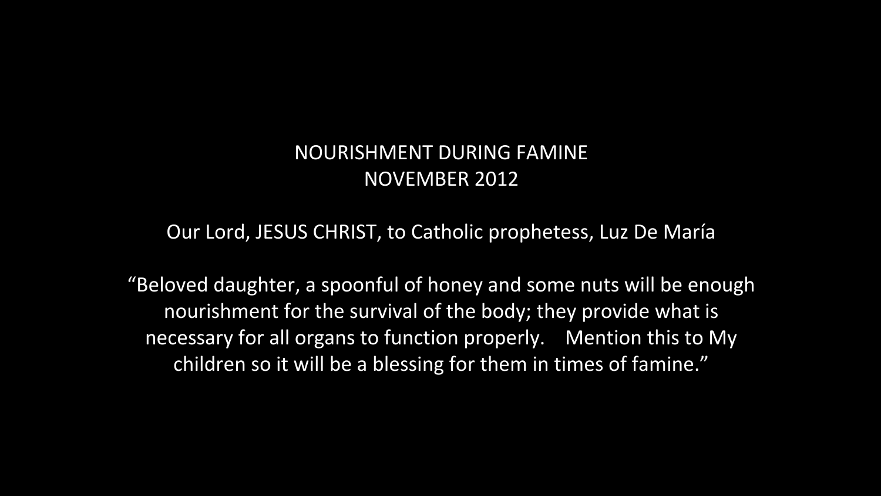# NOURISHMENT DURING FAMINE
## NOVEMBER 2012

Our Lord, JESUS CHRIST, to Catholic prophetess, Luz De María

"Beloved daughter, a spoonful of honey and some nuts will be enough nourishment for the survival of the body; they provide what is necessary for all organs to function properly. Mention this to My children so it will be a blessing for them in times of famine."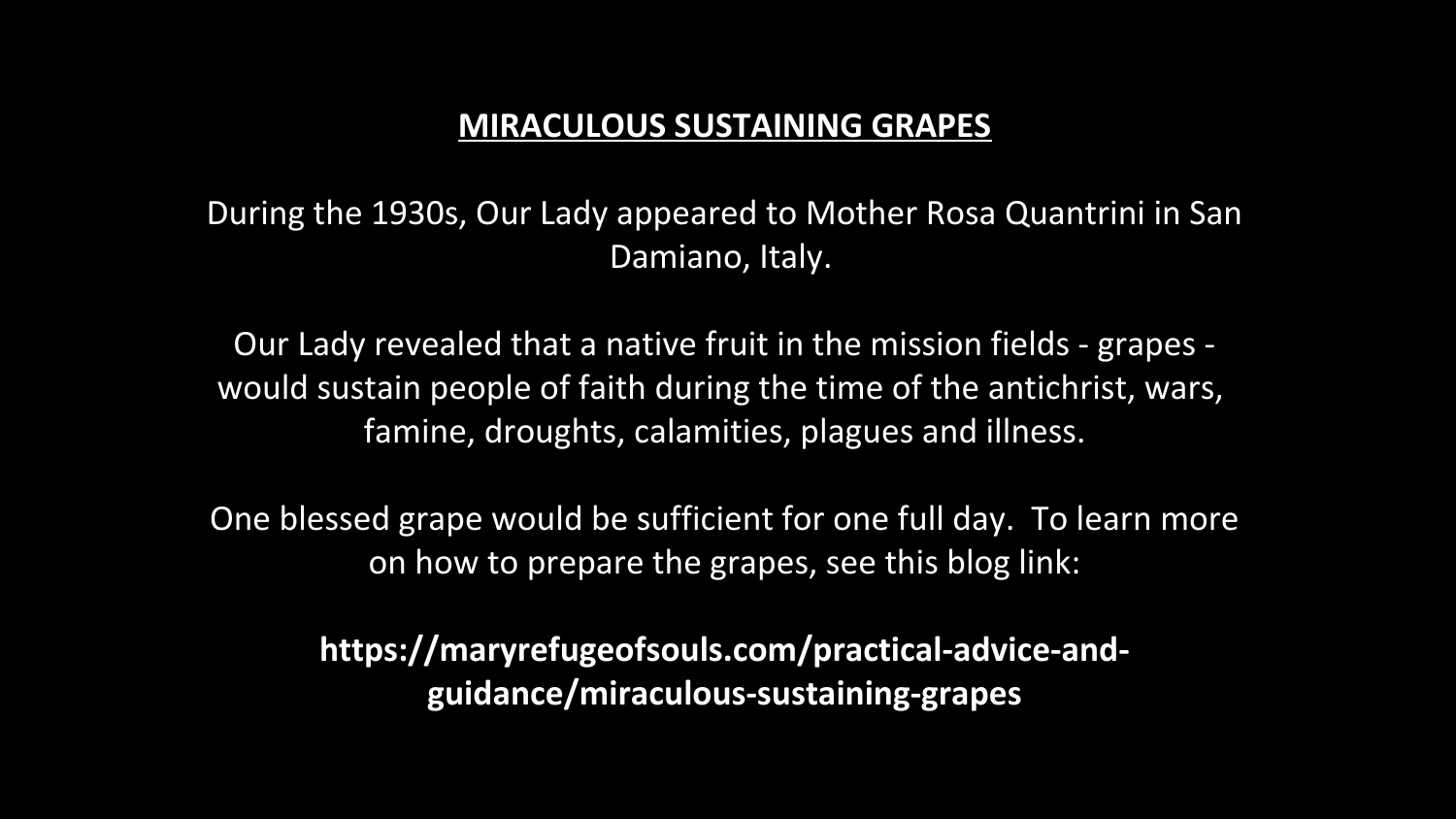## MIRACULOUS SUSTAINING GRAPES

During the 1930s, Our Lady appeared to Mother Rosa Quantrini in San Damiano, Italy.

Our Lady revealed that a native fruit in the mission fields - grapes - would sustain people of faith during the time of the antichrist, wars, famine, droughts, calamities, plagues and illness.

One blessed grape would be sufficient for one full day. To learn more on how to prepare the grapes, see this blog link:

**https://maryrefugeofsouls.com/practical-advice-and-guidance/miraculous-sustaining-grapes**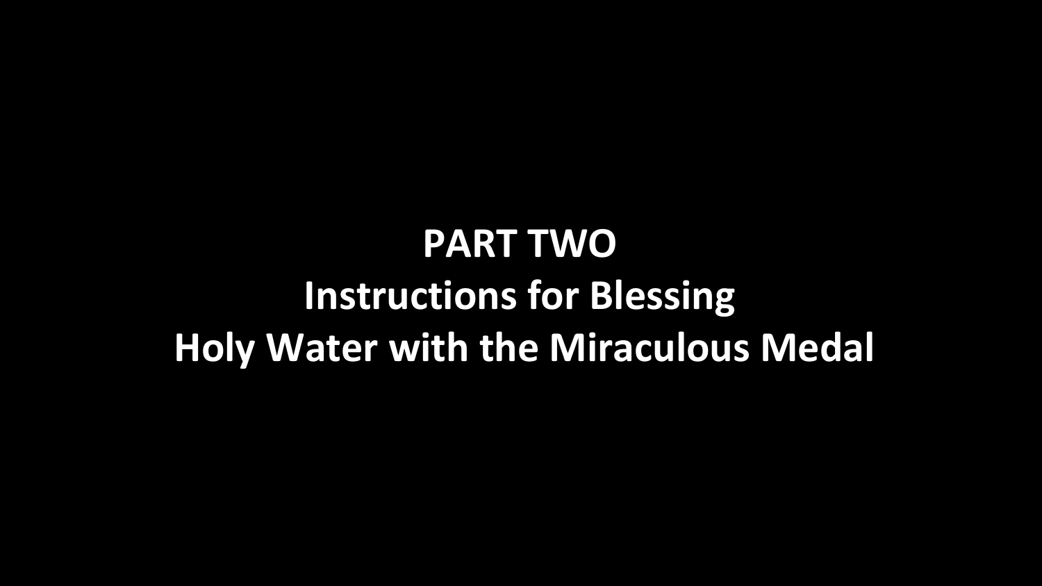# PART TWO

## Instructions for Blessing

## Holy Water with the Miraculous Medal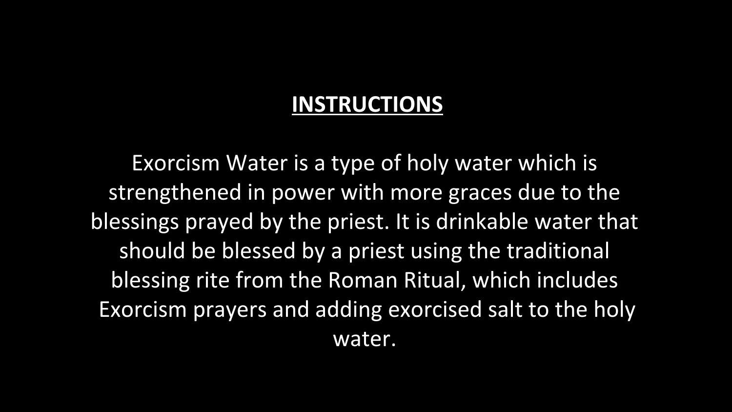## **INSTRUCTIONS**

Exorcism Water is a type of holy water which is strengthened in power with more graces due to the blessings prayed by the priest. It is drinkable water that should be blessed by a priest using the traditional blessing rite from the Roman Ritual, which includes Exorcism prayers and adding exorcised salt to the holy water.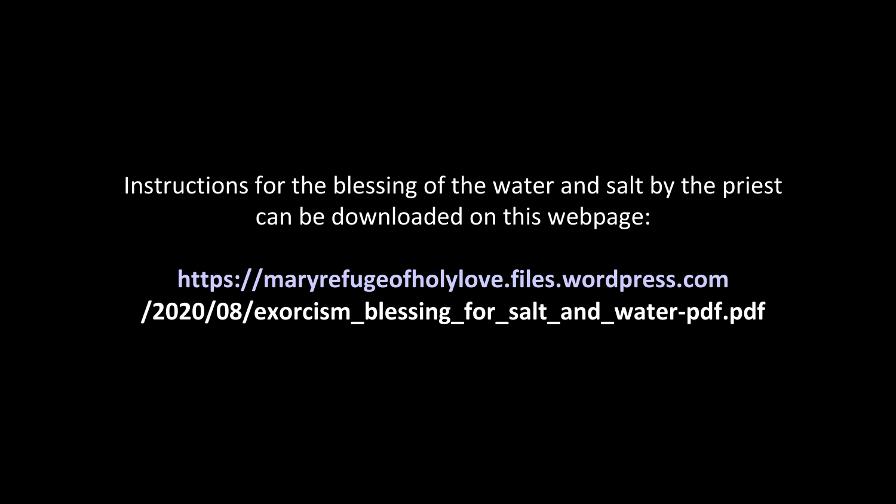Instructions for the blessing of the water and salt by the priest can be downloaded on this webpage:

**https://maryrefugeofholylove.files.wordpress.com/2020/08/exorcism_blessing_for_salt_and_water-pdf.pdf**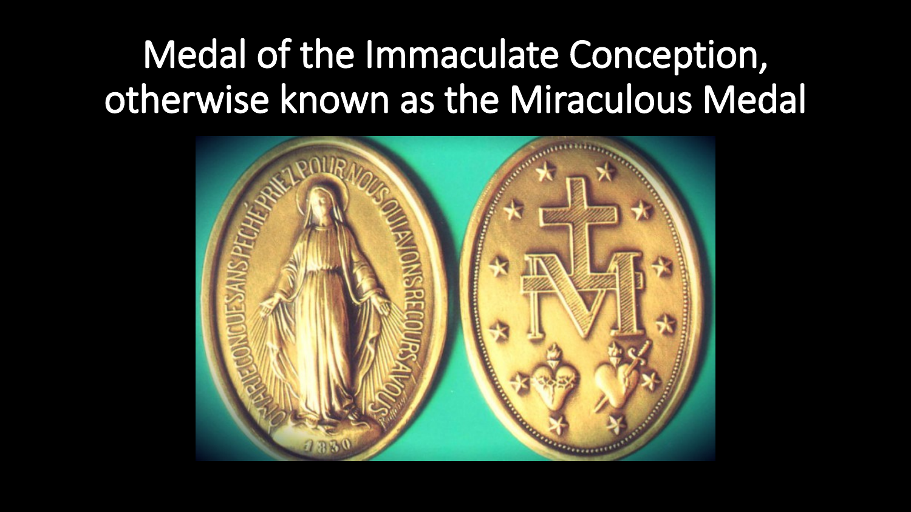# Medal of the Immaculate Conception, otherwise known as the Miraculous Medal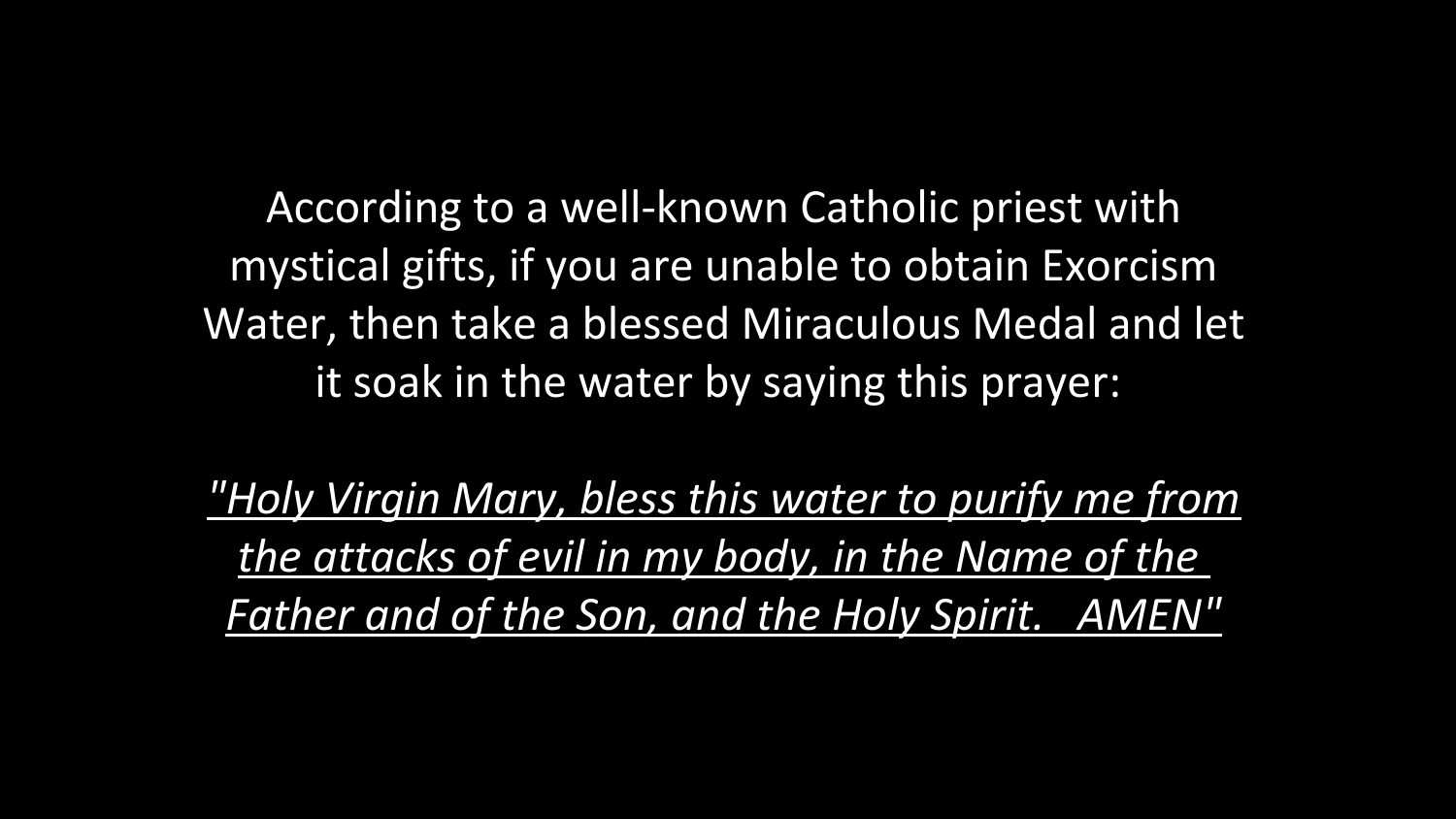According to a well-known Catholic priest with mystical gifts, if you are unable to obtain Exorcism Water, then take a blessed Miraculous Medal and let it soak in the water by saying this prayer:

*<u>"Holy Virgin Mary, bless this water to purify me from the attacks of evil in my body, in the Name of the Father and of the Son, and the Holy Spirit. AMEN"</u>*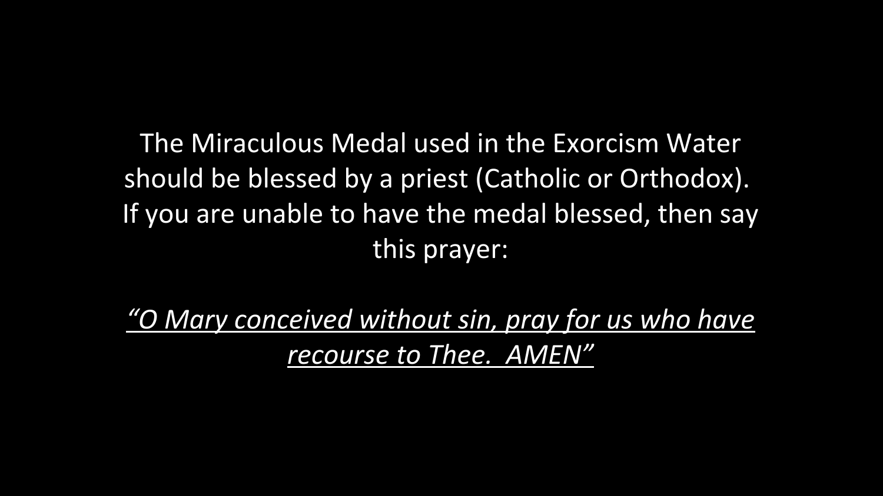The Miraculous Medal used in the Exorcism Water should be blessed by a priest (Catholic or Orthodox). If you are unable to have the medal blessed, then say this prayer:

*"O Mary conceived without sin, pray for us who have recourse to Thee. AMEN"*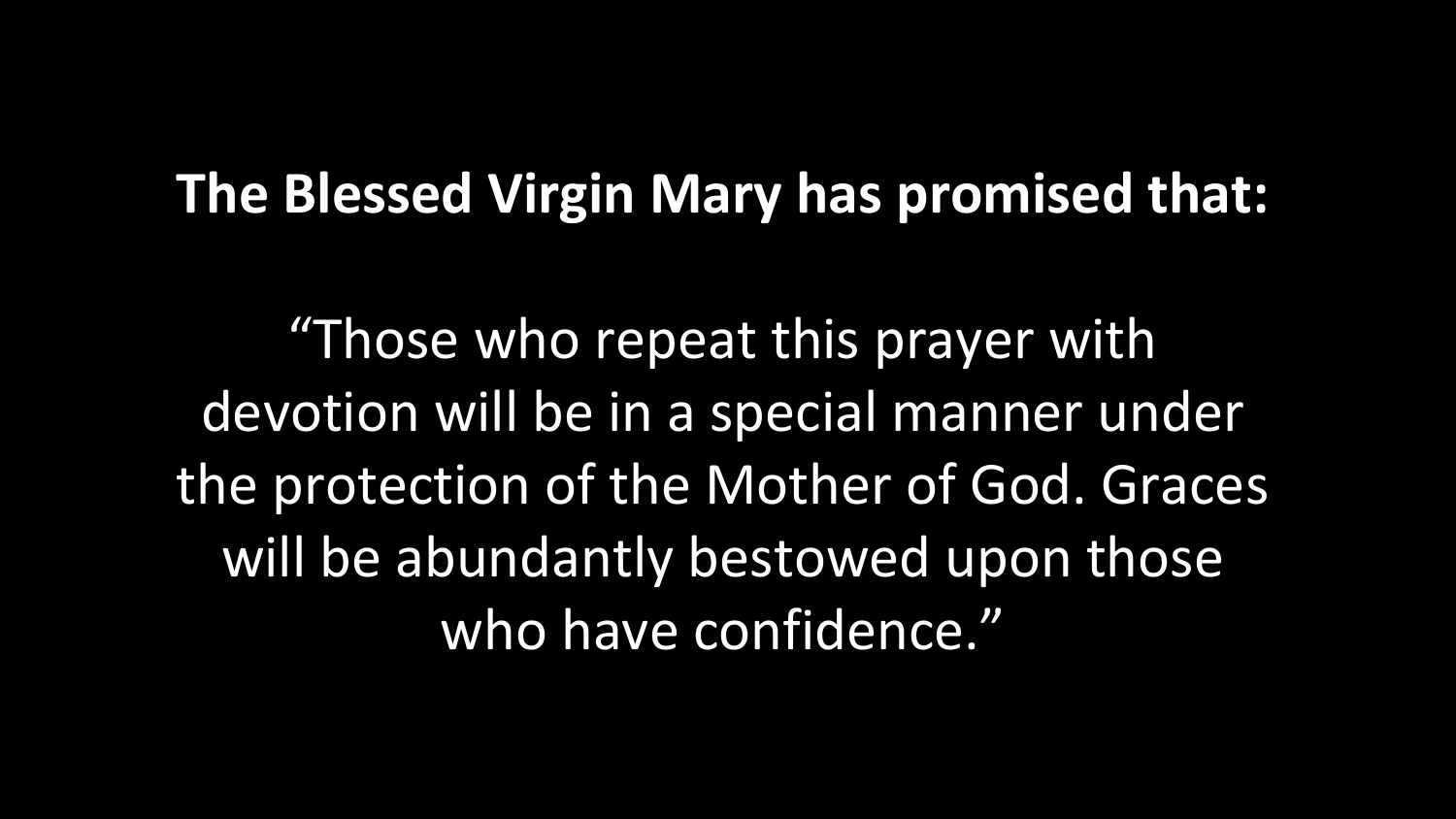**The Blessed Virgin Mary has promised that:**

"Those who repeat this prayer with devotion will be in a special manner under the protection of the Mother of God. Graces will be abundantly bestowed upon those who have confidence."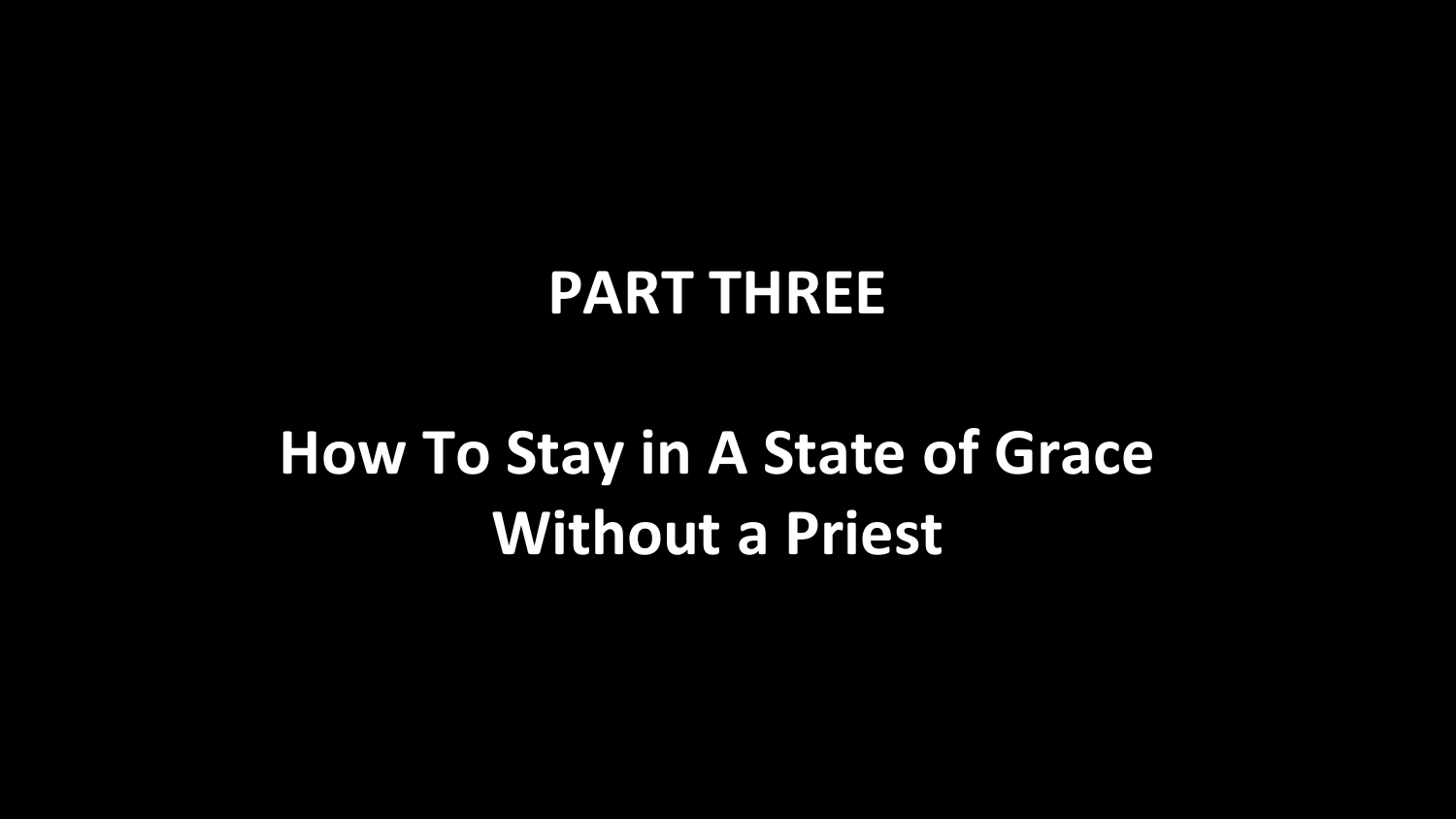# PART THREE

## How To Stay in A State of Grace Without a Priest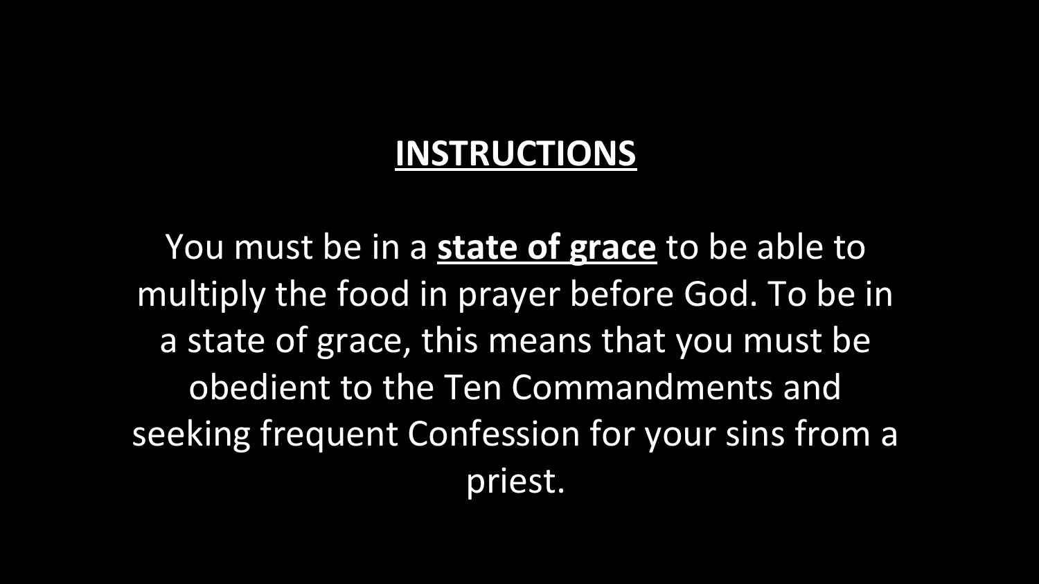# INSTRUCTIONS

You must be in a **state of grace** to be able to multiply the food in prayer before God. To be in a state of grace, this means that you must be obedient to the Ten Commandments and seeking frequent Confession for your sins from a priest.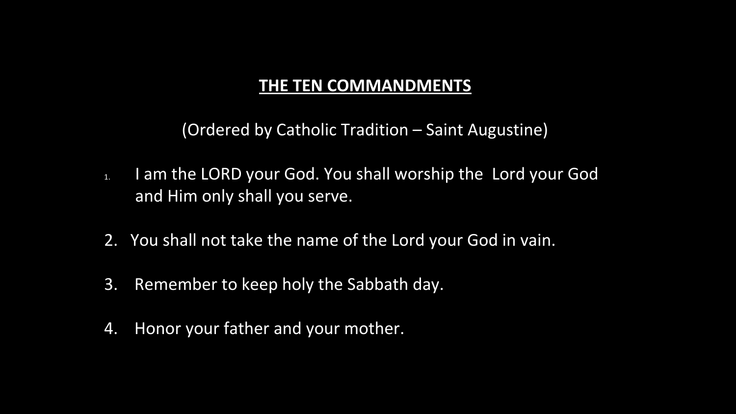# **THE TEN COMMANDMENTS**

(Ordered by Catholic Tradition – Saint Augustine)

1. I am the LORD your God. You shall worship the Lord your God and Him only shall you serve.
2. You shall not take the name of the Lord your God in vain.
3. Remember to keep holy the Sabbath day.
4. Honor your father and your mother.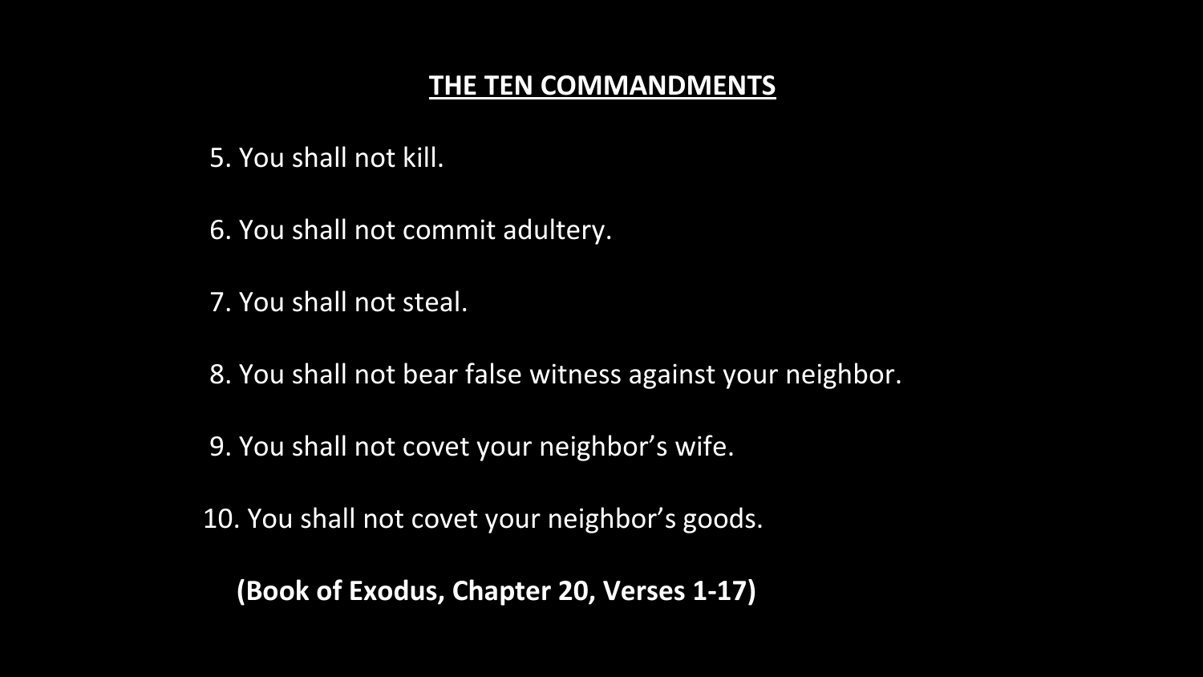## THE TEN COMMANDMENTS

5. You shall not kill.
6. You shall not commit adultery.
7. You shall not steal.
8. You shall not bear false witness against your neighbor.
9. You shall not covet your neighbor's wife.
10. You shall not covet your neighbor's goods.

**(Book of Exodus, Chapter 20, Verses 1-17)**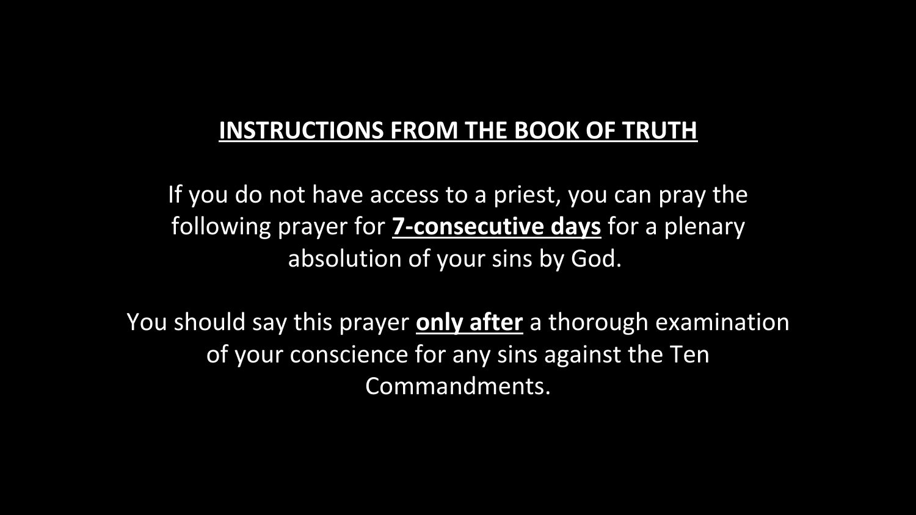## INSTRUCTIONS FROM THE BOOK OF TRUTH

If you do not have access to a priest, you can pray the following prayer for **7-consecutive days** for a plenary absolution of your sins by God.

You should say this prayer **only after** a thorough examination of your conscience for any sins against the Ten Commandments.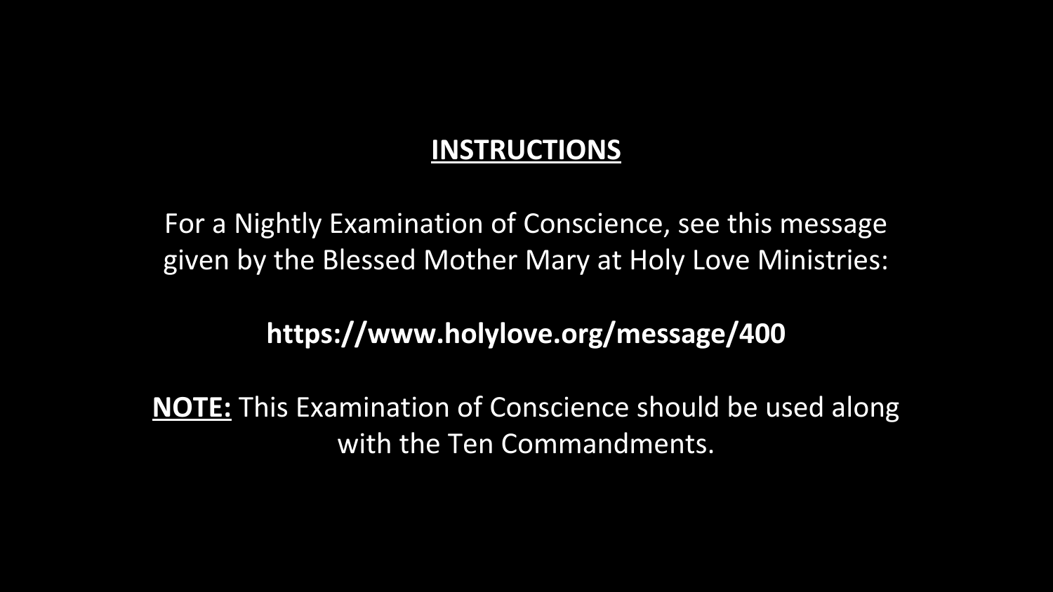## INSTRUCTIONS

For a Nightly Examination of Conscience, see this message given by the Blessed Mother Mary at Holy Love Ministries:

**https://www.holylove.org/message/400**

**NOTE:** This Examination of Conscience should be used along with the Ten Commandments.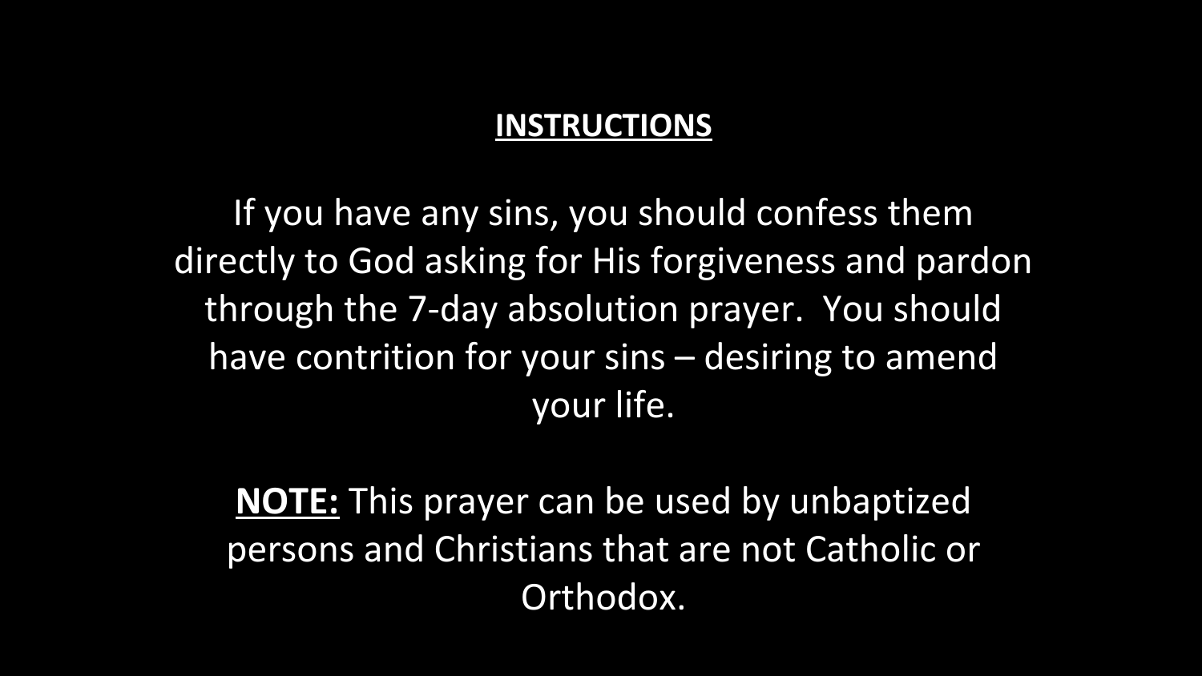## **INSTRUCTIONS**

If you have any sins, you should confess them directly to God asking for His forgiveness and pardon through the 7-day absolution prayer. You should have contrition for your sins – desiring to amend your life.

**NOTE:** This prayer can be used by unbaptized persons and Christians that are not Catholic or Orthodox.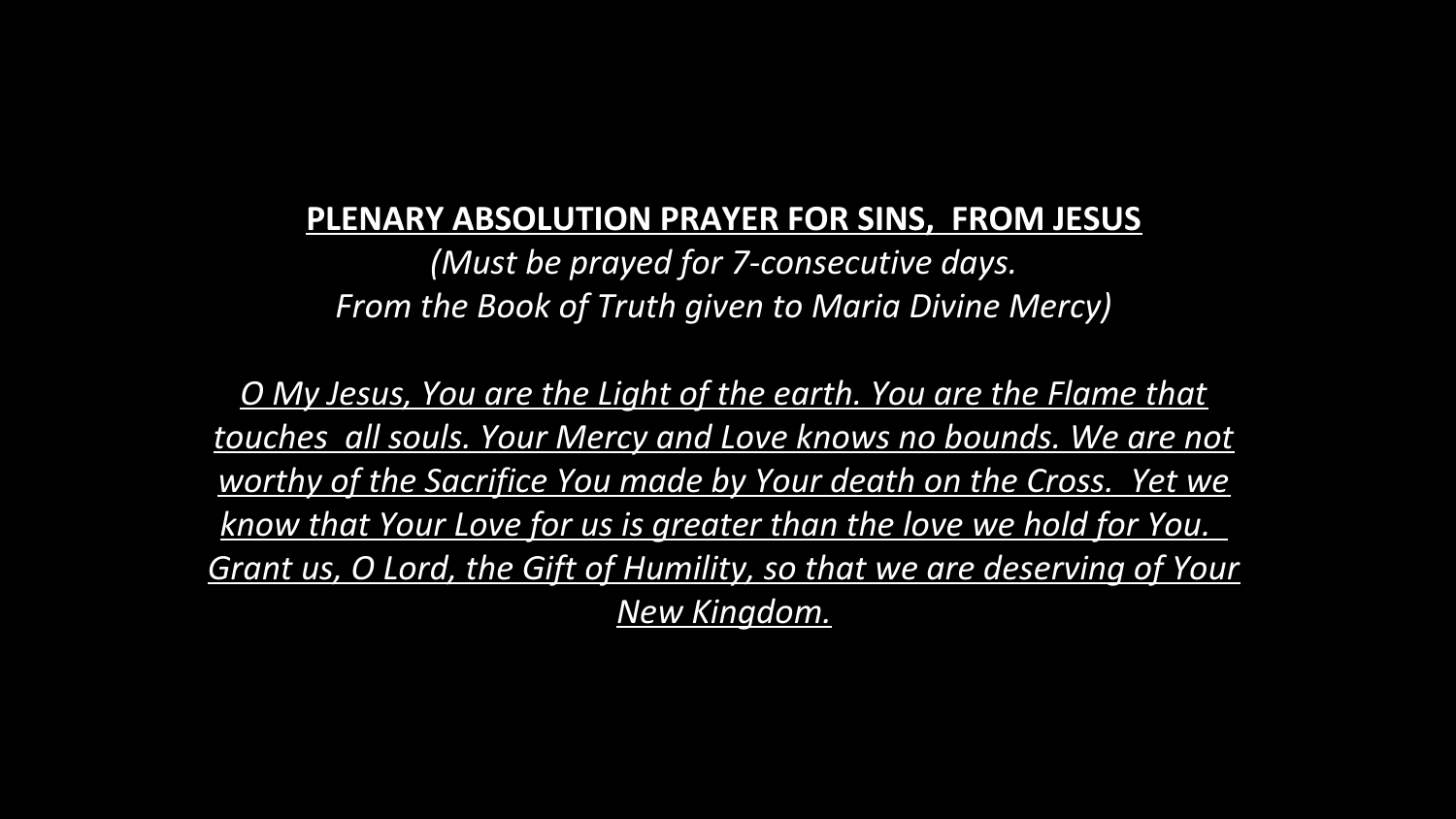**PLENARY ABSOLUTION PRAYER FOR SINS, FROM JESUS**

*(Must be prayed for 7-consecutive days.*
*From the Book of Truth given to Maria Divine Mercy)*

*O My Jesus, You are the Light of the earth. You are the Flame that touches all souls. Your Mercy and Love knows no bounds. We are not worthy of the Sacrifice You made by Your death on the Cross. Yet we know that Your Love for us is greater than the love we hold for You. Grant us, O Lord, the Gift of Humility, so that we are deserving of Your New Kingdom.*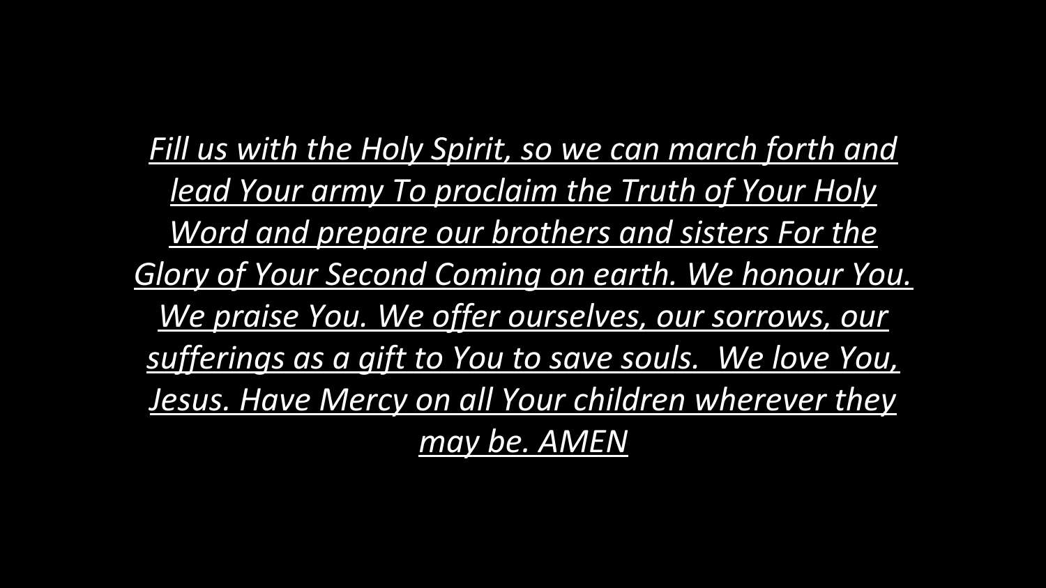*Fill us with the Holy Spirit, so we can march forth and lead Your army To proclaim the Truth of Your Holy Word and prepare our brothers and sisters For the Glory of Your Second Coming on earth. We honour You. We praise You. We offer ourselves, our sorrows, our sufferings as a gift to You to save souls. We love You, Jesus. Have Mercy on all Your children wherever they may be. AMEN*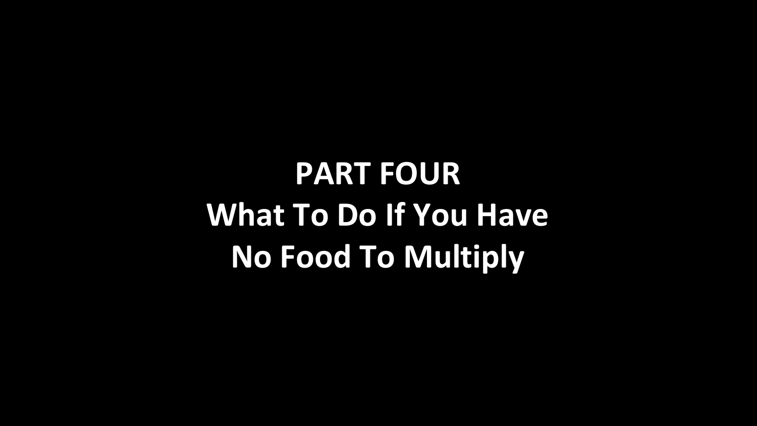# PART FOUR

# What To Do If You Have No Food To Multiply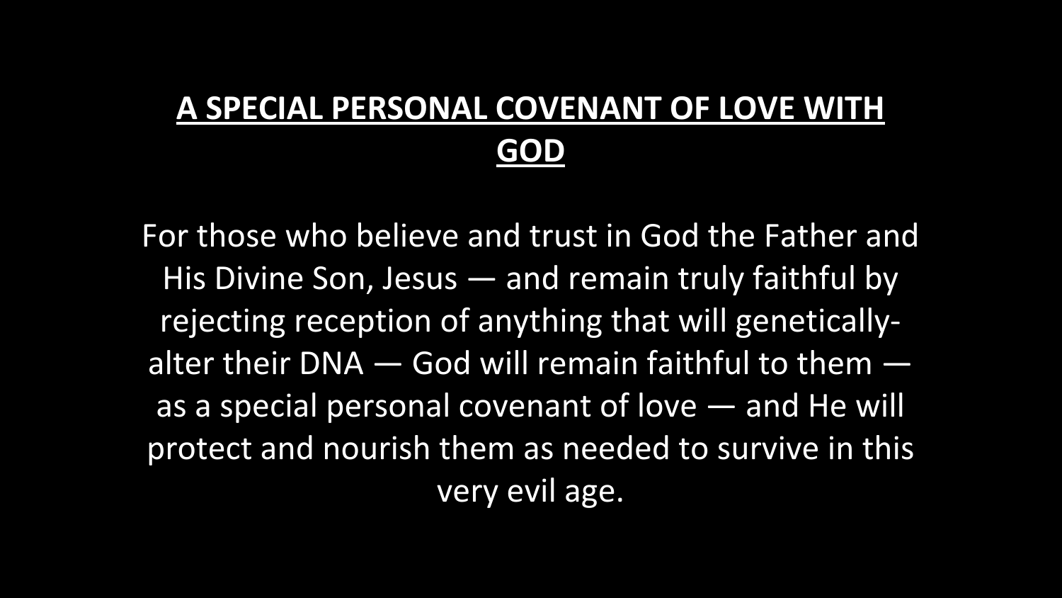# <u>A SPECIAL PERSONAL COVENANT OF LOVE WITH GOD</u>

For those who believe and trust in God the Father and His Divine Son, Jesus — and remain truly faithful by rejecting reception of anything that will genetically-alter their DNA — God will remain faithful to them — as a special personal covenant of love — and He will protect and nourish them as needed to survive in this very evil age.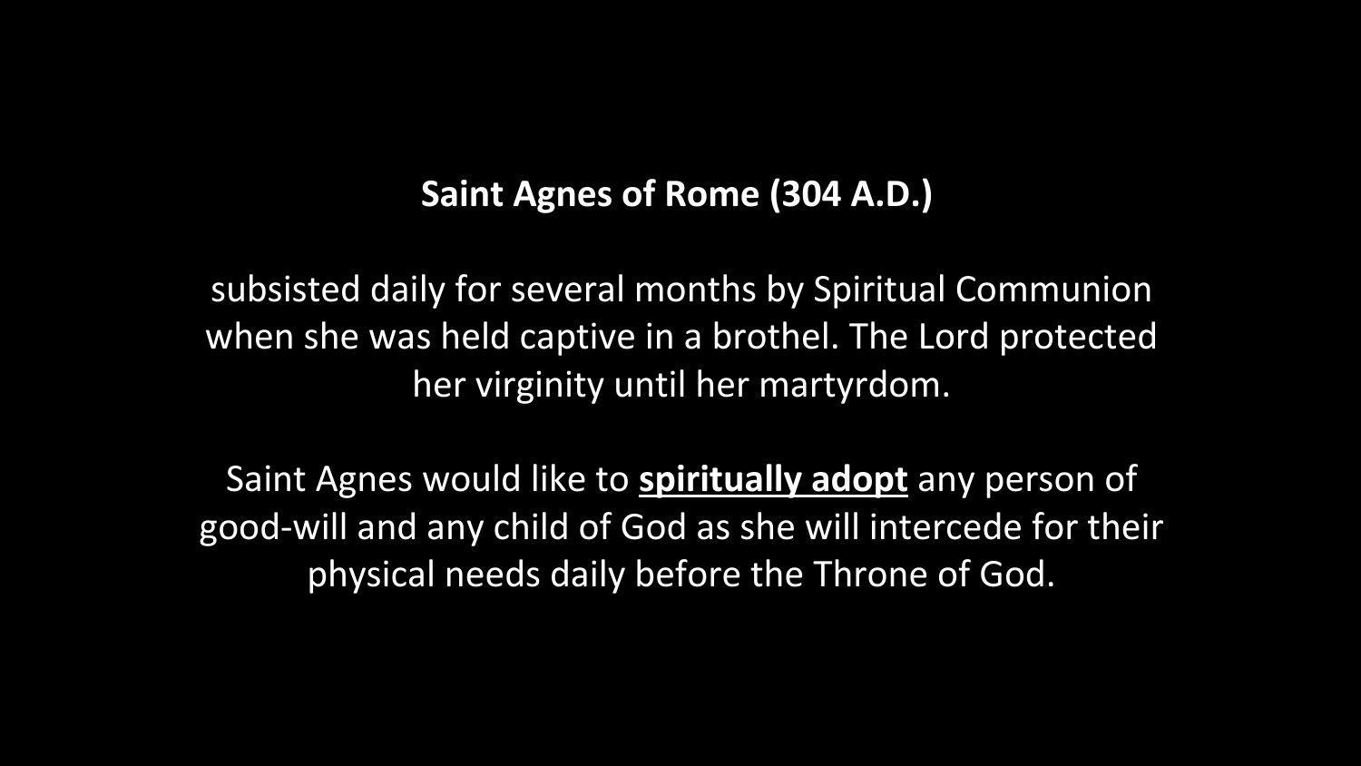**Saint Agnes of Rome (304 A.D.)**

subsisted daily for several months by Spiritual Communion when she was held captive in a brothel. The Lord protected her virginity until her martyrdom.

Saint Agnes would like to **spiritually adopt** any person of good-will and any child of God as she will intercede for their physical needs daily before the Throne of God.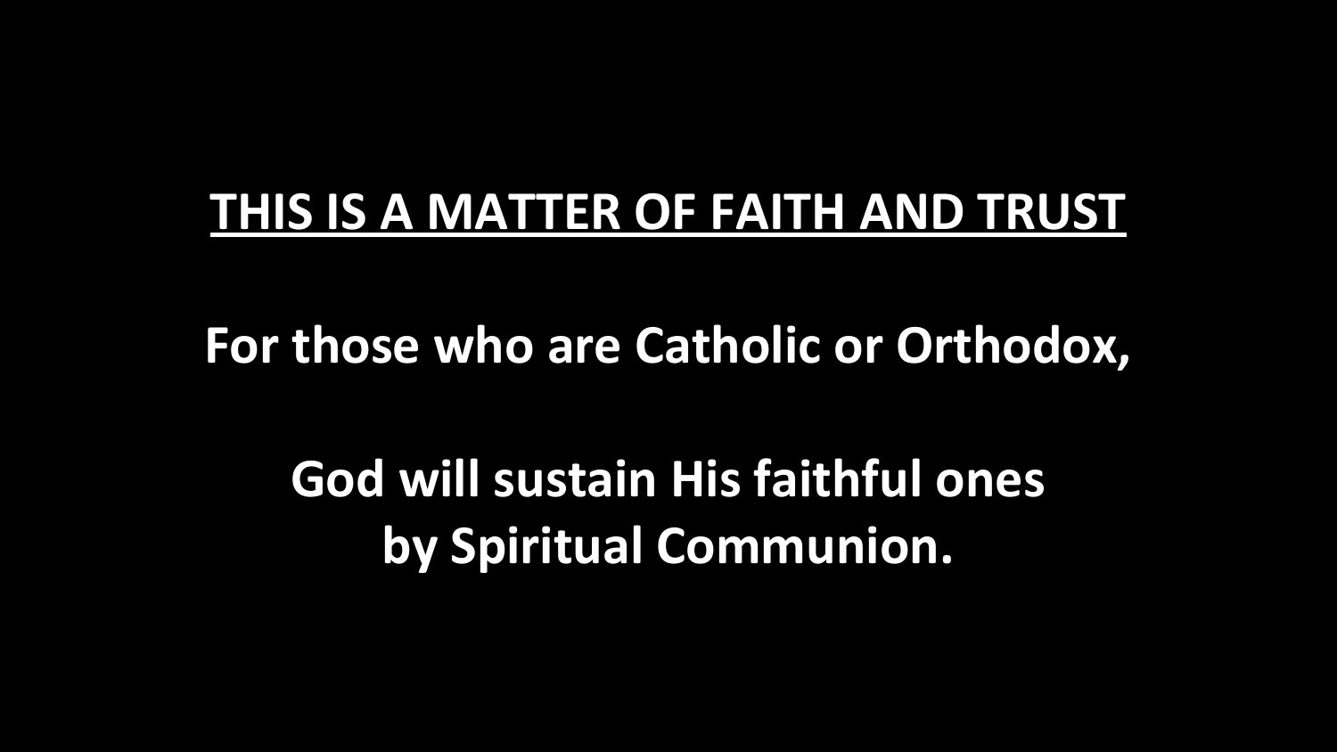**<u>THIS IS A MATTER OF FAITH AND TRUST</u>**

**For those who are Catholic or Orthodox,**

**God will sustain His faithful ones by Spiritual Communion.**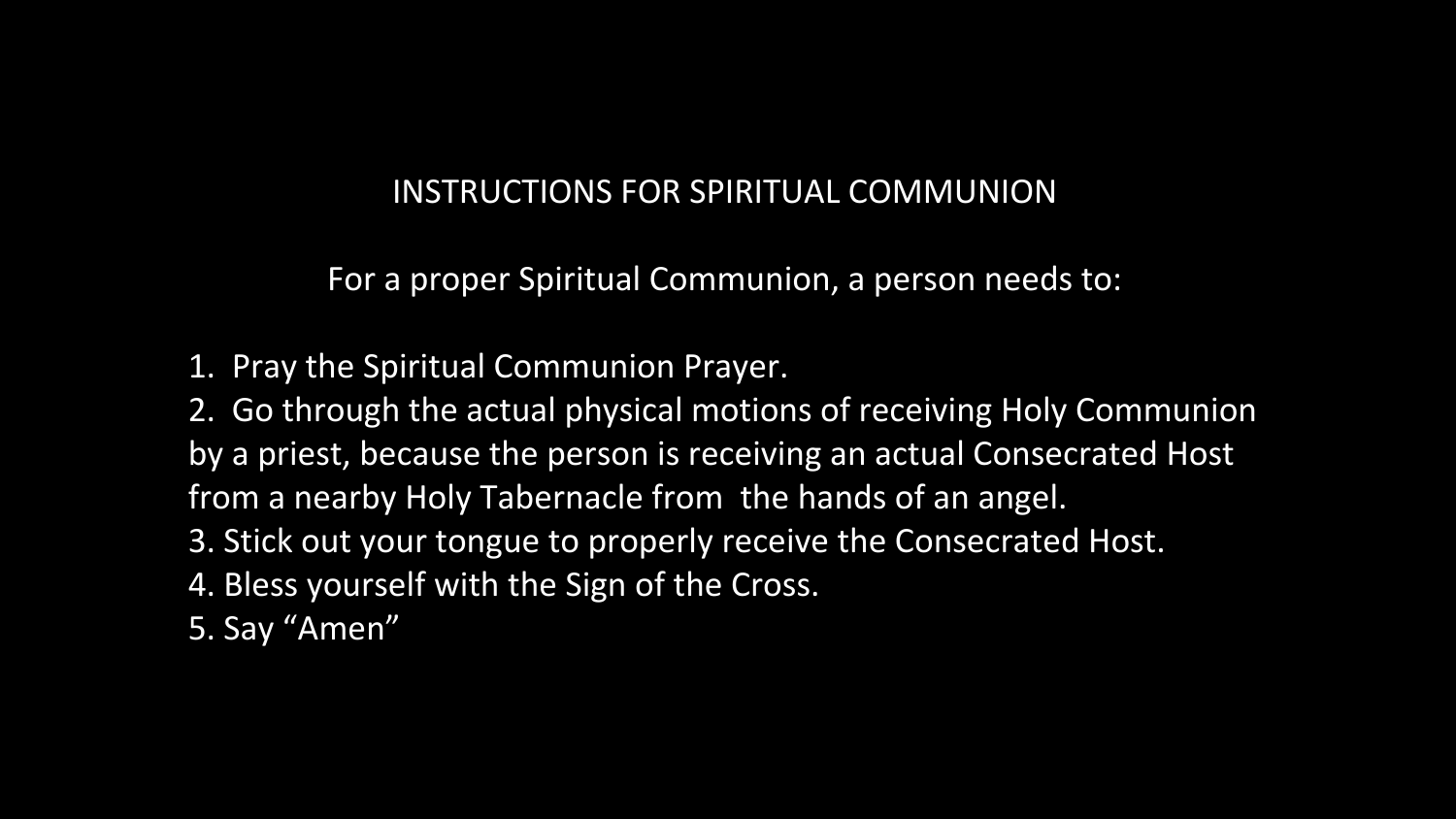# INSTRUCTIONS FOR SPIRITUAL COMMUNION

For a proper Spiritual Communion, a person needs to:

1. Pray the Spiritual Communion Prayer.
2. Go through the actual physical motions of receiving Holy Communion by a priest, because the person is receiving an actual Consecrated Host from a nearby Holy Tabernacle from the hands of an angel.
3. Stick out your tongue to properly receive the Consecrated Host.
4. Bless yourself with the Sign of the Cross.
5. Say "Amen"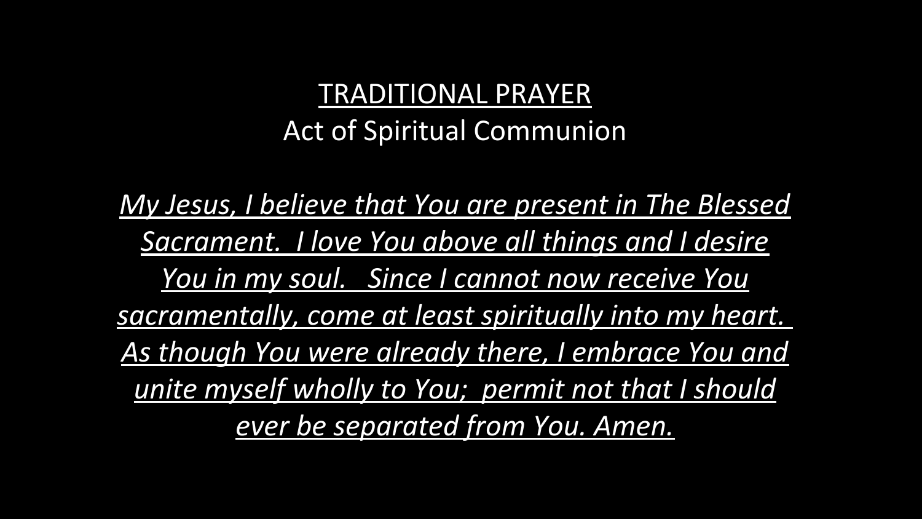## TRADITIONAL PRAYER

Act of Spiritual Communion

*My Jesus, I believe that You are present in The Blessed Sacrament. I love You above all things and I desire You in my soul. Since I cannot now receive You sacramentally, come at least spiritually into my heart. As though You were already there, I embrace You and unite myself wholly to You; permit not that I should ever be separated from You. Amen.*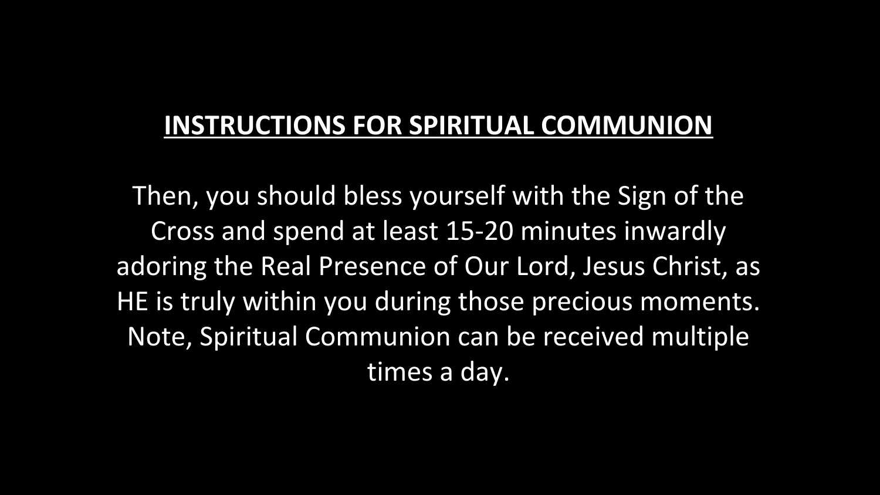## INSTRUCTIONS FOR SPIRITUAL COMMUNION

Then, you should bless yourself with the Sign of the Cross and spend at least 15-20 minutes inwardly adoring the Real Presence of Our Lord, Jesus Christ, as HE is truly within you during those precious moments. Note, Spiritual Communion can be received multiple times a day.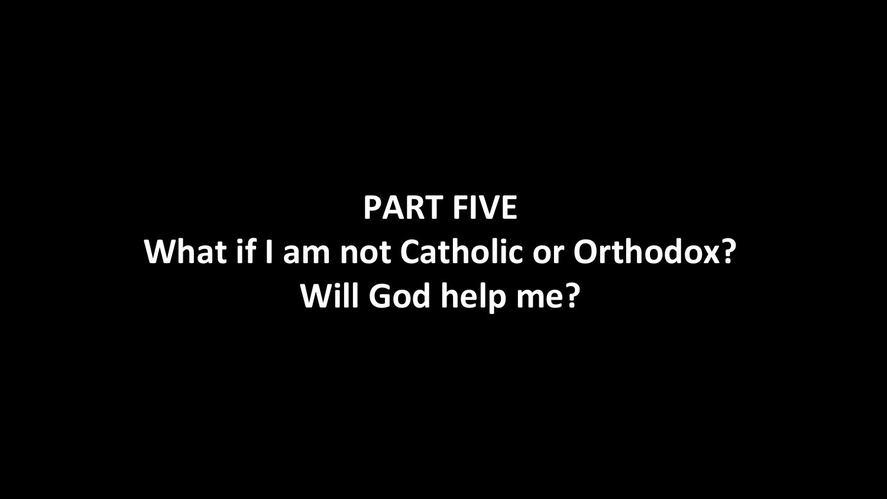# PART FIVE

## What if I am not Catholic or Orthodox? Will God help me?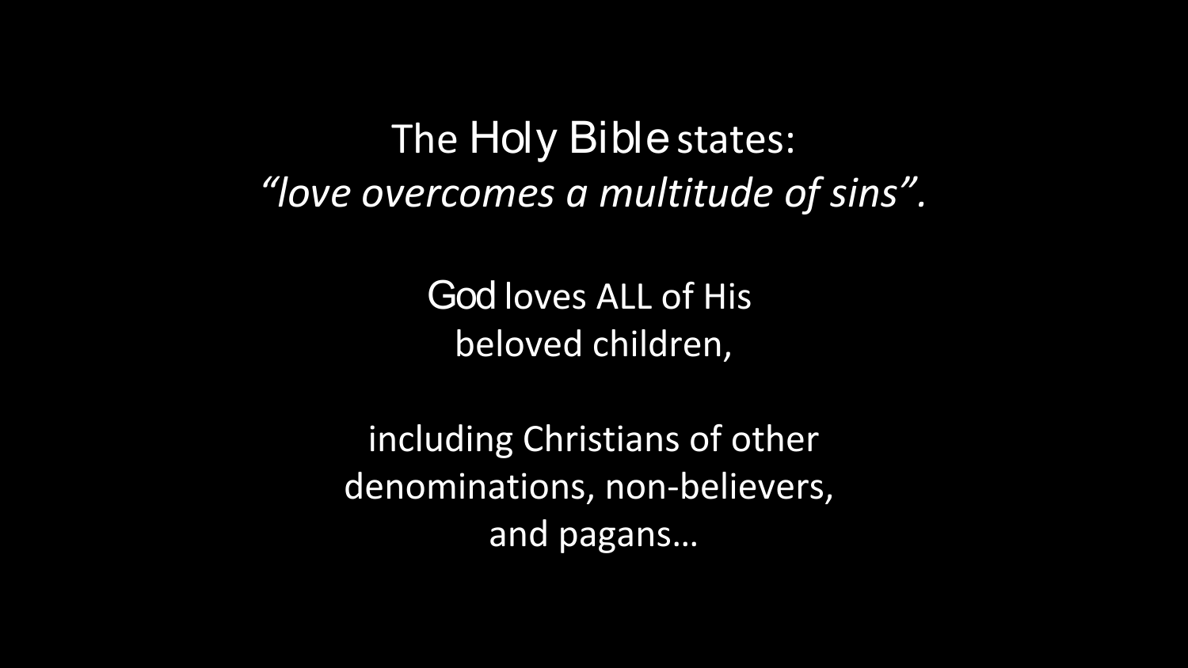The Holy Bible states:
*"love overcomes a multitude of sins".*

God loves ALL of His beloved children,

including Christians of other denominations, non-believers, and pagans…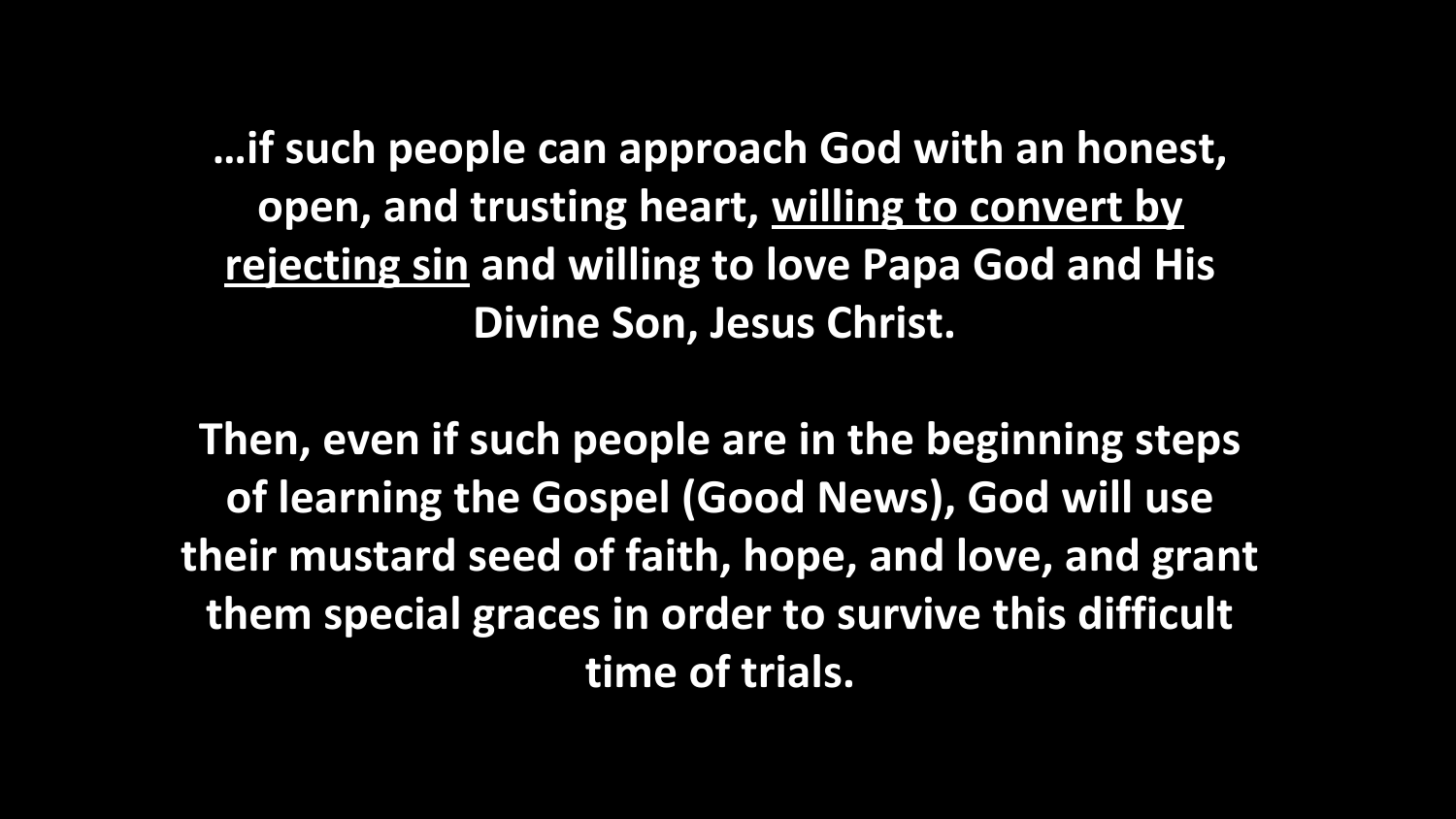**…if such people can approach God with an honest, open, and trusting heart, <u>willing to convert by rejecting sin</u> and willing to love Papa God and His Divine Son, Jesus Christ.**

**Then, even if such people are in the beginning steps of learning the Gospel (Good News), God will use their mustard seed of faith, hope, and love, and grant them special graces in order to survive this difficult time of trials.**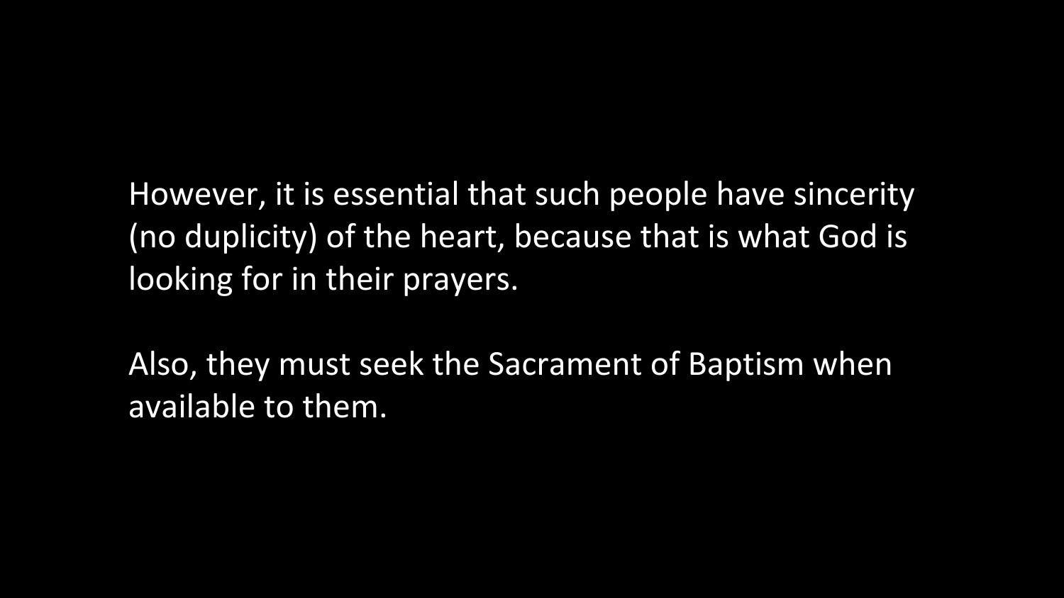However, it is essential that such people have sincerity (no duplicity) of the heart, because that is what God is looking for in their prayers.

Also, they must seek the Sacrament of Baptism when available to them.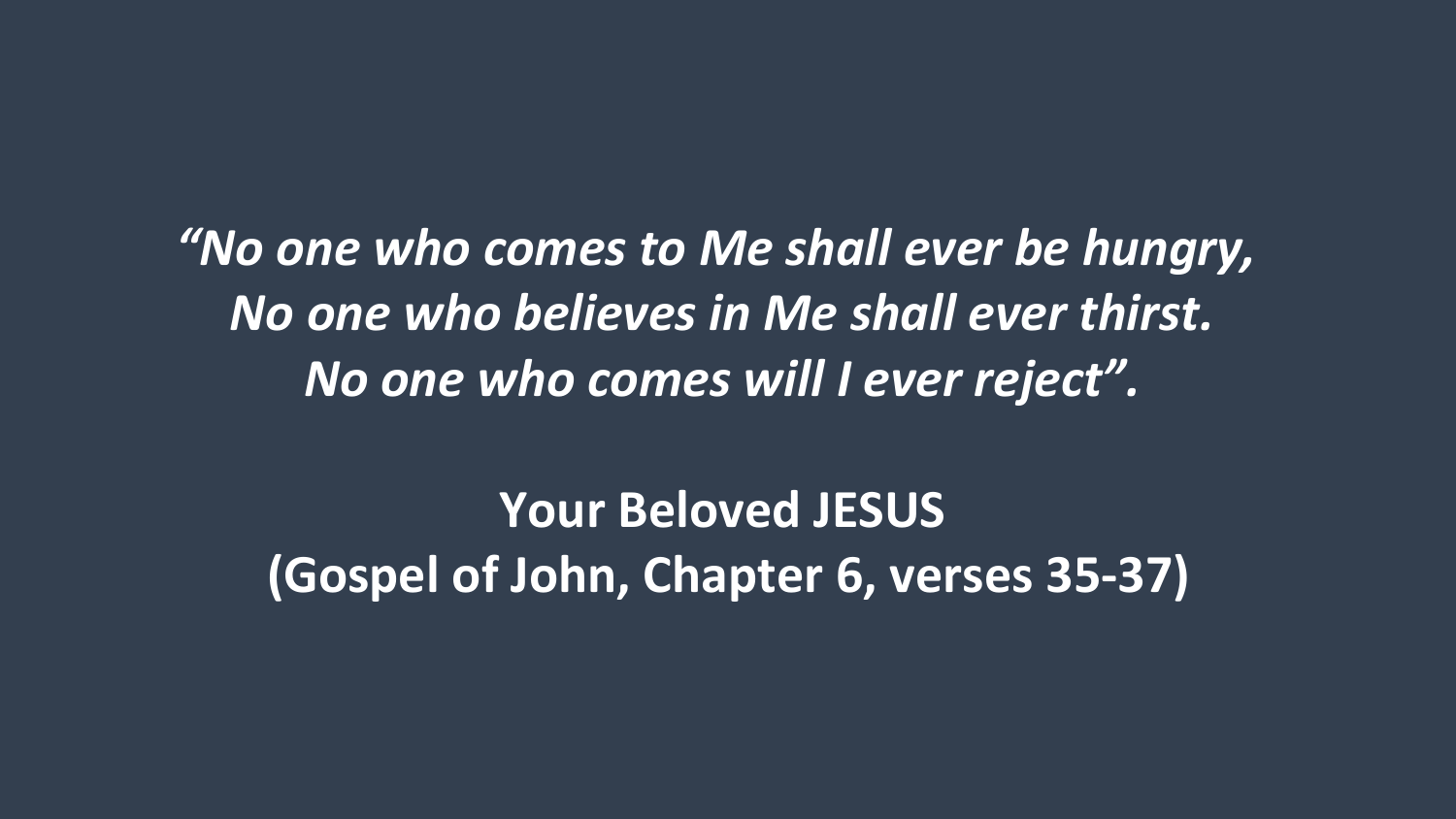*“No one who comes to Me shall ever be hungry,*
*No one who believes in Me shall ever thirst.*
*No one who comes will I ever reject”.*

**Your Beloved JESUS**
**(Gospel of John, Chapter 6, verses 35-37)**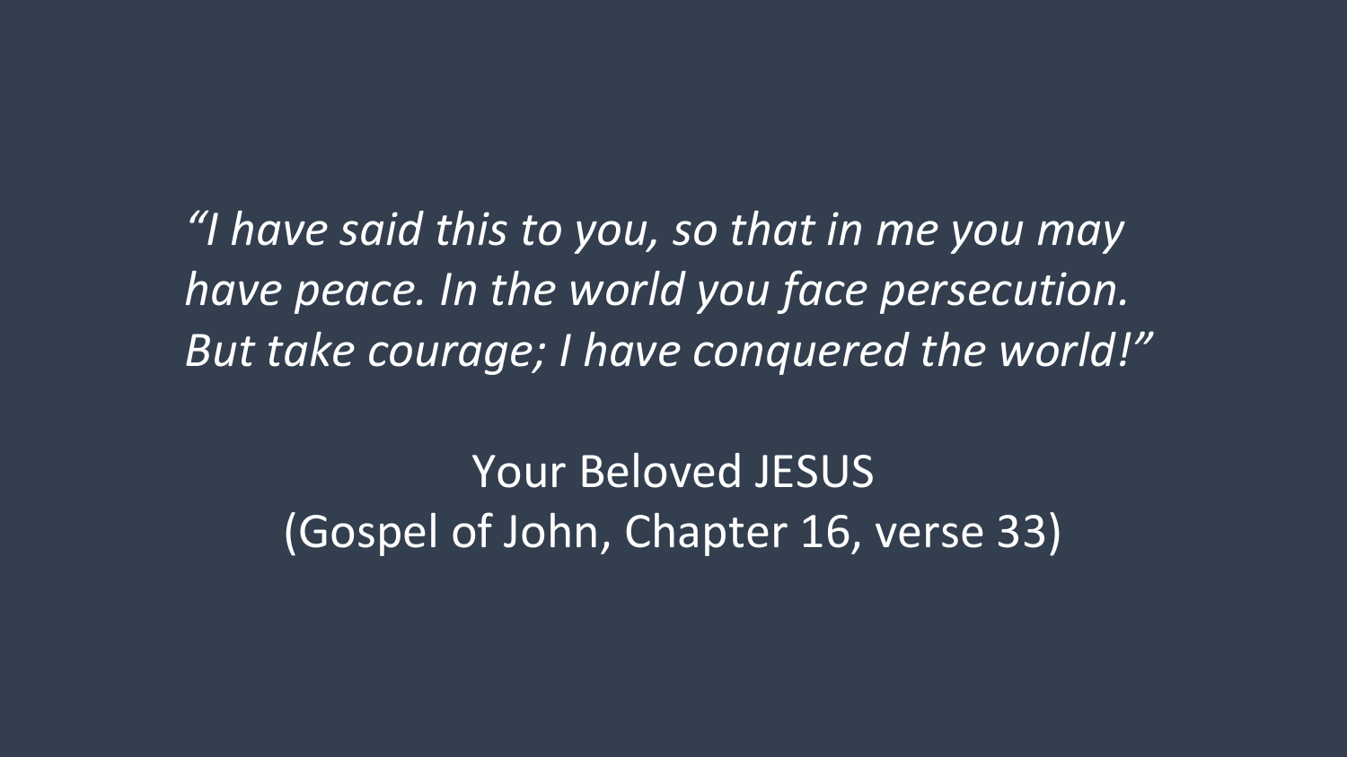*“I have said this to you, so that in me you may have peace. In the world you face persecution. But take courage; I have conquered the world!”*

Your Beloved JESUS
(Gospel of John, Chapter 16, verse 33)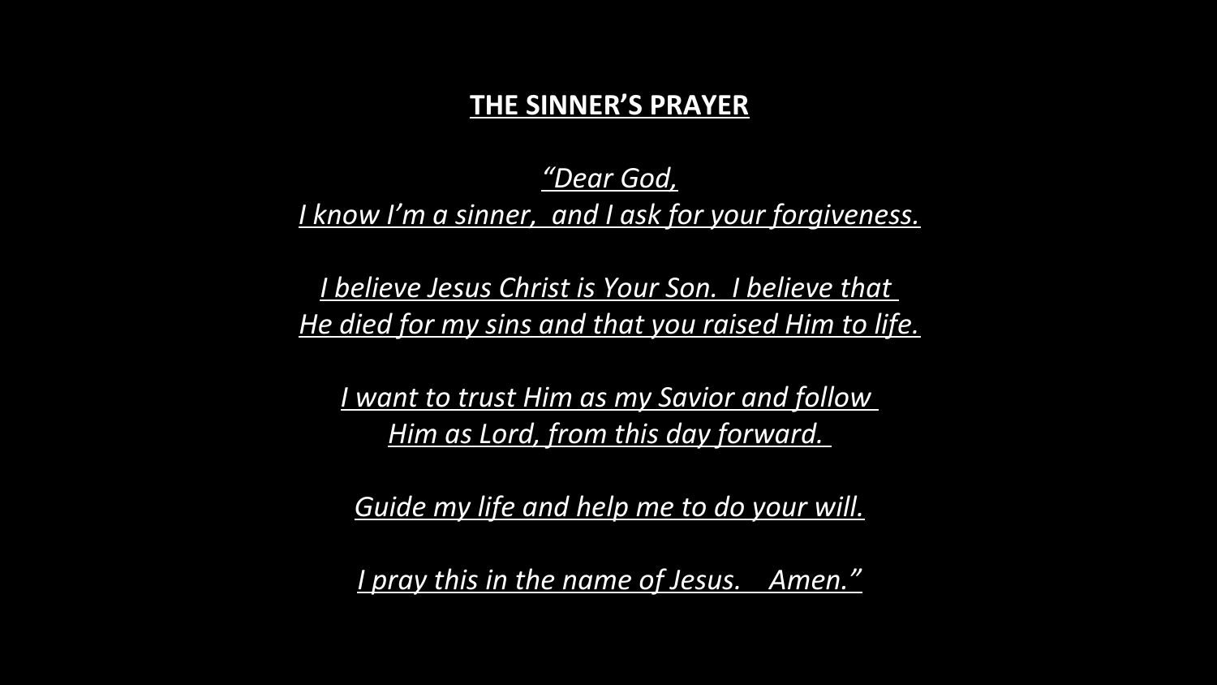# THE SINNER'S PRAYER

*"Dear God,*
*I know I'm a sinner, and I ask for your forgiveness.*

*I believe Jesus Christ is Your Son. I believe that*
*He died for my sins and that you raised Him to life.*

*I want to trust Him as my Savior and follow*
*Him as Lord, from this day forward.*

*Guide my life and help me to do your will.*

*I pray this in the name of Jesus. Amen."*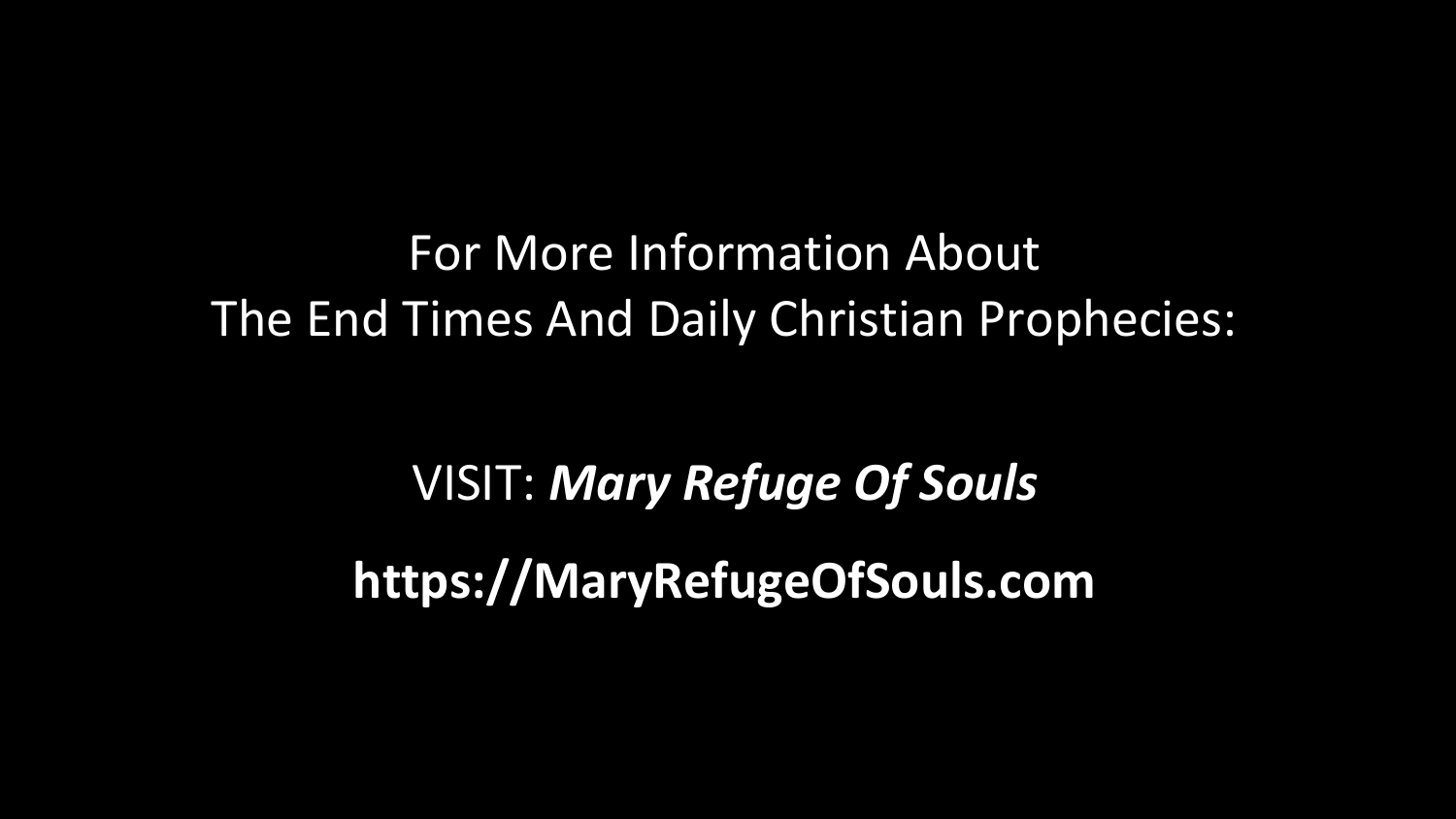For More Information About
The End Times And Daily Christian Prophecies:

VISIT: ***Mary Refuge Of Souls***

**https://MaryRefugeOfSouls.com**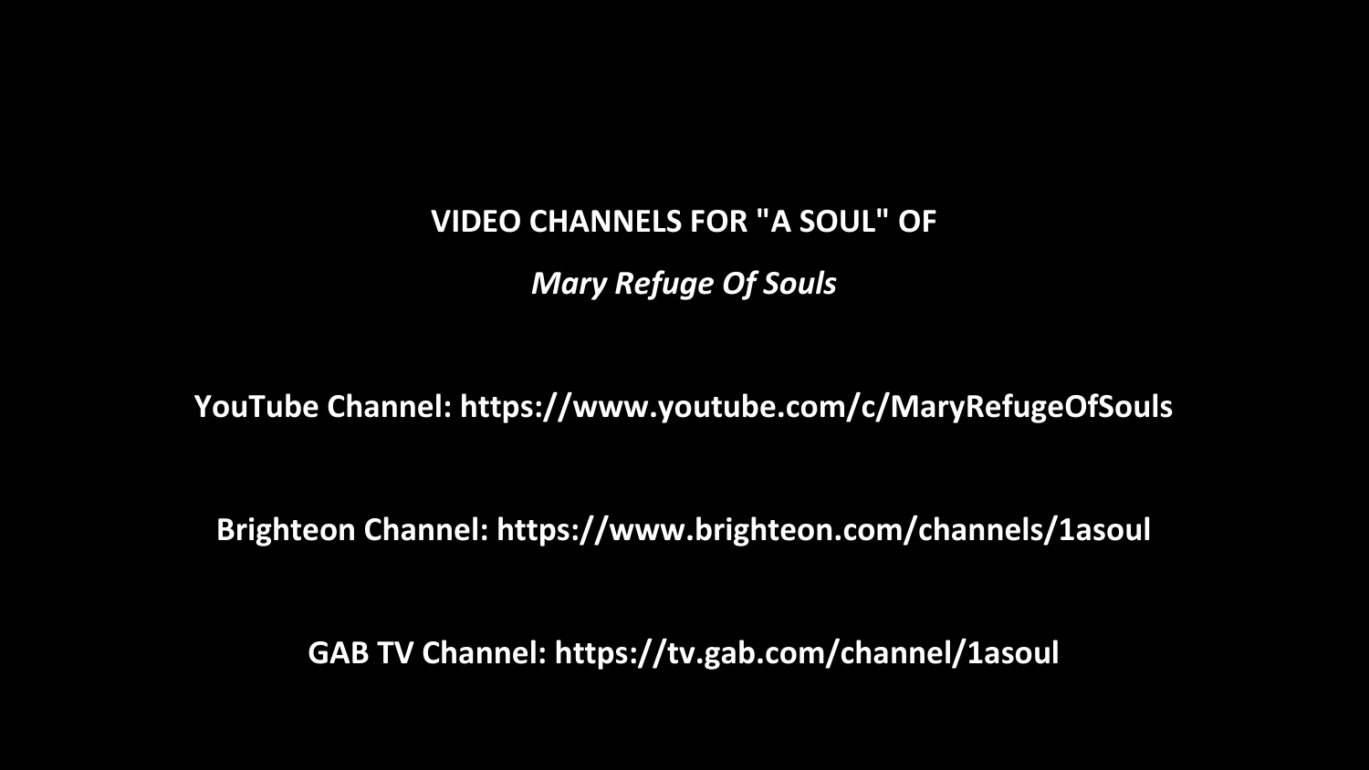**VIDEO CHANNELS FOR "A SOUL" OF**

***Mary Refuge Of Souls***

**YouTube Channel: https://www.youtube.com/c/MaryRefugeOfSouls**

**Brighteon Channel: https://www.brighteon.com/channels/1asoul**

**GAB TV Channel: https://tv.gab.com/channel/1asoul**